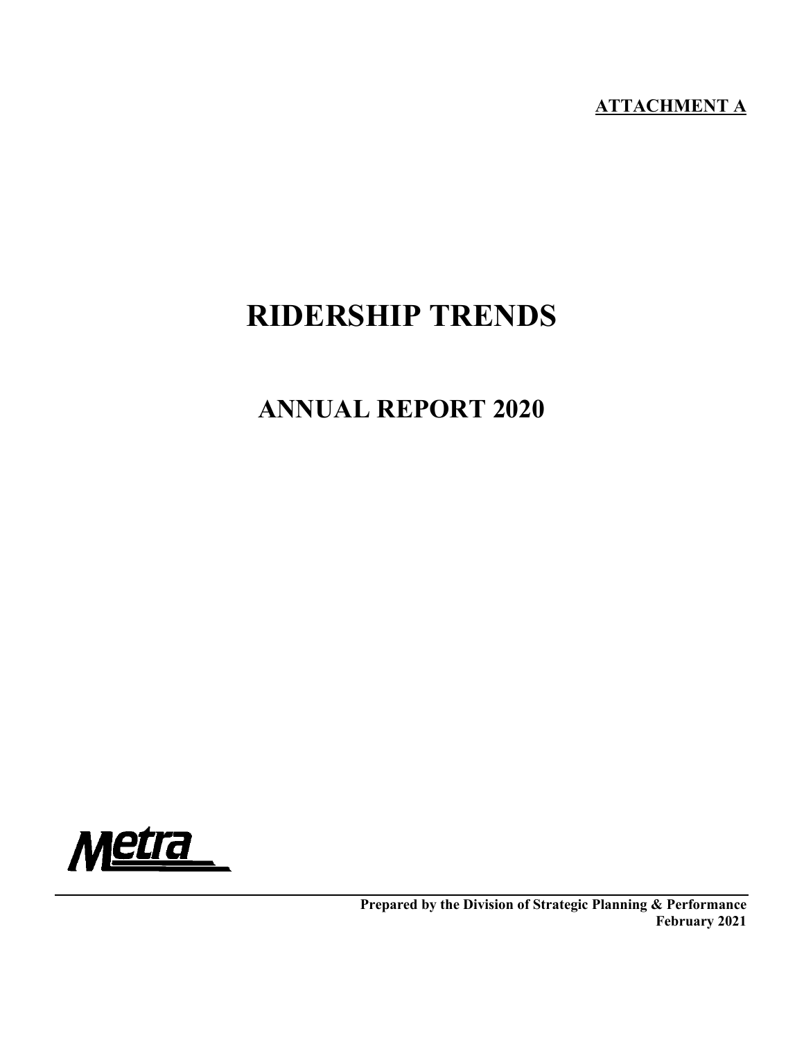**ATTACHMENT A**

# RIDERSHIP TRENDS

## ANNUAL REPORT 2020

Metra

**Prepared by the Division of Strategic Planning & Performance**
**February 2021**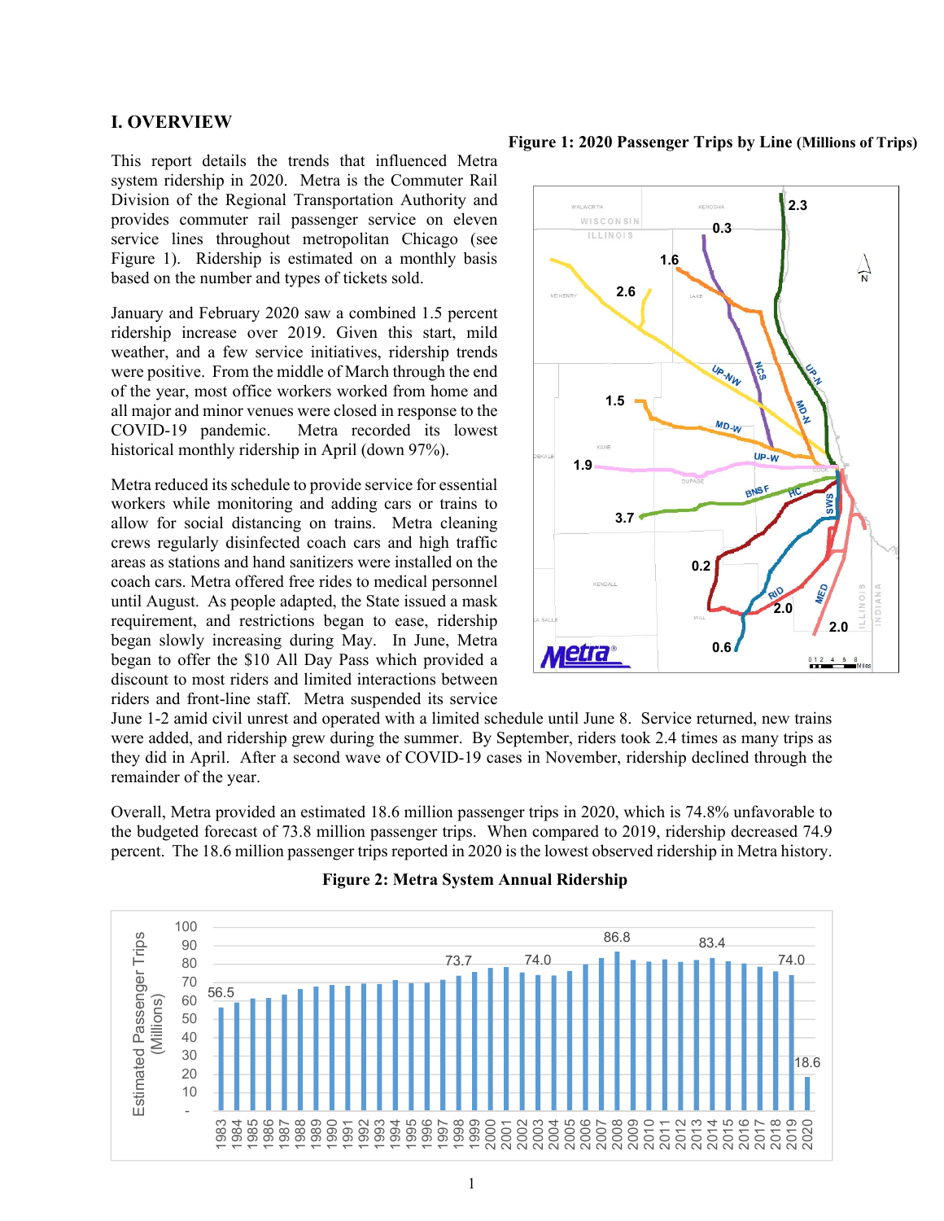# I. OVERVIEW

This report details the trends that influenced Metra system ridership in 2020. Metra is the Commuter Rail Division of the Regional Transportation Authority and provides commuter rail passenger service on eleven service lines throughout metropolitan Chicago (see Figure 1). Ridership is estimated on a monthly basis based on the number and types of tickets sold.

January and February 2020 saw a combined 1.5 percent ridership increase over 2019. Given this start, mild weather, and a few service initiatives, ridership trends were positive. From the middle of March through the end of the year, most office workers worked from home and all major and minor venues were closed in response to the COVID-19 pandemic. Metra recorded its lowest historical monthly ridership in April (down 97%).

Metra reduced its schedule to provide service for essential workers while monitoring and adding cars or trains to allow for social distancing on trains. Metra cleaning crews regularly disinfected coach cars and high traffic areas as stations and hand sanitizers were installed on the coach cars. Metra offered free rides to medical personnel until August. As people adapted, the State issued a mask requirement, and restrictions began to ease, ridership began slowly increasing during May. In June, Metra began to offer the $10 All Day Pass which provided a discount to most riders and limited interactions between riders and front-line staff. Metra suspended its service June 1-2 amid civil unrest and operated with a limited schedule until June 8. Service returned, new trains were added, and ridership grew during the summer. By September, riders took 2.4 times as many trips as they did in April. After a second wave of COVID-19 cases in November, ridership declined through the remainder of the year.

**Figure 1: 2020 Passenger Trips by Line (Millions of Trips)**

| Line | 2020 Passenger Trips (Millions) |
|---|---|
| UP-N | 2.3 |
| NCS | 0.3 |
| MD-N | 1.6 |
| UP-NW | 2.6 |
| MD-W | 1.5 |
| UP-W | 1.9 |
| BNSF | 3.7 |
| HC | 0.2 |
| RID | 0.6 |
| SWS | 2.0 |
| MED | 2.0 |

Overall, Metra provided an estimated 18.6 million passenger trips in 2020, which is 74.8% unfavorable to the budgeted forecast of 73.8 million passenger trips. When compared to 2019, ridership decreased 74.9 percent. The 18.6 million passenger trips reported in 2020 is the lowest observed ridership in Metra history.

**Figure 2: Metra System Annual Ridership**

Estimated Passenger Trips (Millions), 1983–2020. Labeled values: 1983: 56.5; 1998: 73.7; 2002: 74.0; 2008: 86.8; 2014: 83.4; 2019: 74.0; 2020: 18.6.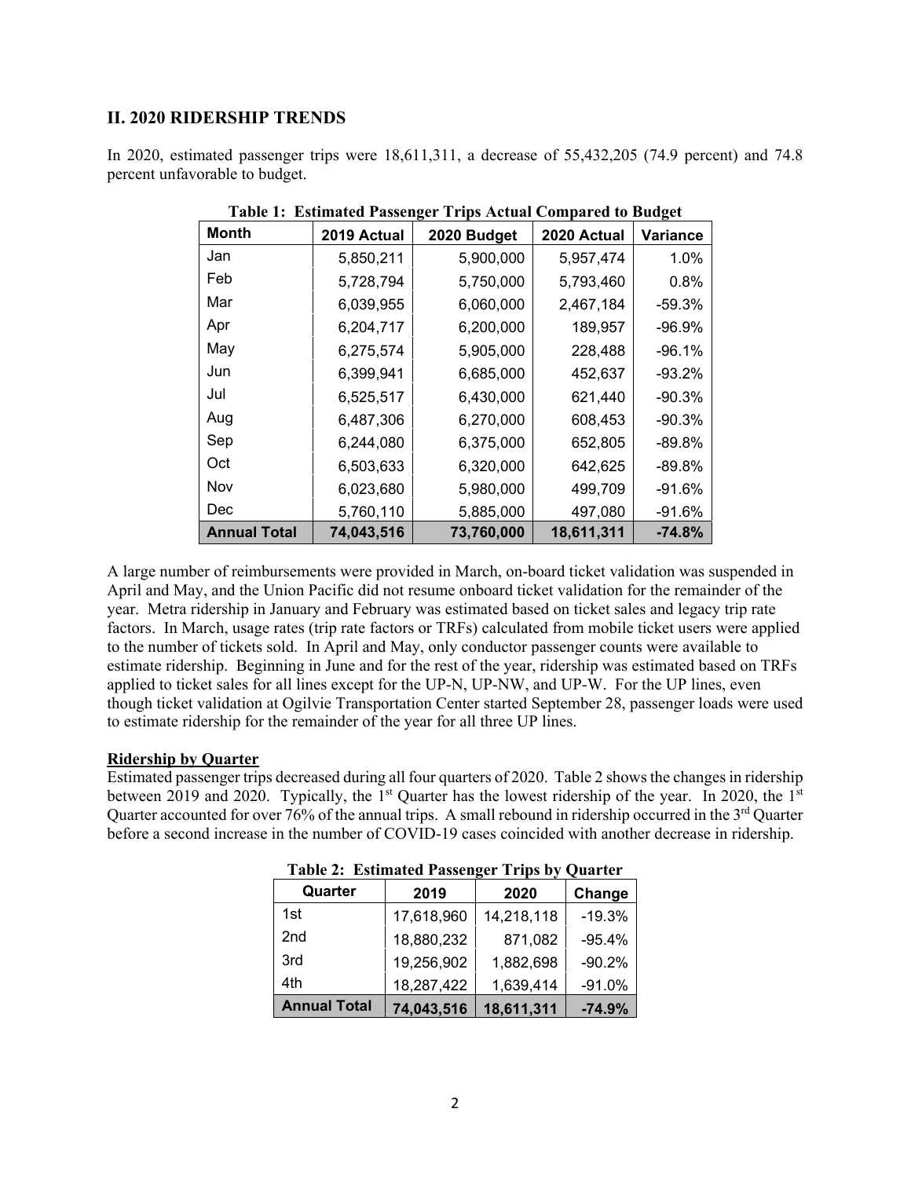## II. 2020 RIDERSHIP TRENDS

In 2020, estimated passenger trips were 18,611,311, a decrease of 55,432,205 (74.9 percent) and 74.8 percent unfavorable to budget.

**Table 1: Estimated Passenger Trips Actual Compared to Budget**

| Month | 2019 Actual | 2020 Budget | 2020 Actual | Variance |
|---|---|---|---|---|
| Jan | 5,850,211 | 5,900,000 | 5,957,474 | 1.0% |
| Feb | 5,728,794 | 5,750,000 | 5,793,460 | 0.8% |
| Mar | 6,039,955 | 6,060,000 | 2,467,184 | -59.3% |
| Apr | 6,204,717 | 6,200,000 | 189,957 | -96.9% |
| May | 6,275,574 | 5,905,000 | 228,488 | -96.1% |
| Jun | 6,399,941 | 6,685,000 | 452,637 | -93.2% |
| Jul | 6,525,517 | 6,430,000 | 621,440 | -90.3% |
| Aug | 6,487,306 | 6,270,000 | 608,453 | -90.3% |
| Sep | 6,244,080 | 6,375,000 | 652,805 | -89.8% |
| Oct | 6,503,633 | 6,320,000 | 642,625 | -89.8% |
| Nov | 6,023,680 | 5,980,000 | 499,709 | -91.6% |
| Dec | 5,760,110 | 5,885,000 | 497,080 | -91.6% |
| **Annual Total** | **74,043,516** | **73,760,000** | **18,611,311** | **-74.8%** |

A large number of reimbursements were provided in March, on-board ticket validation was suspended in April and May, and the Union Pacific did not resume onboard ticket validation for the remainder of the year. Metra ridership in January and February was estimated based on ticket sales and legacy trip rate factors. In March, usage rates (trip rate factors or TRFs) calculated from mobile ticket users were applied to the number of tickets sold. In April and May, only conductor passenger counts were available to estimate ridership. Beginning in June and for the rest of the year, ridership was estimated based on TRFs applied to ticket sales for all lines except for the UP-N, UP-NW, and UP-W. For the UP lines, even though ticket validation at Ogilvie Transportation Center started September 28, passenger loads were used to estimate ridership for the remainder of the year for all three UP lines.

**Ridership by Quarter**

Estimated passenger trips decreased during all four quarters of 2020. Table 2 shows the changes in ridership between 2019 and 2020. Typically, the 1st Quarter has the lowest ridership of the year. In 2020, the 1st Quarter accounted for over 76% of the annual trips. A small rebound in ridership occurred in the 3rd Quarter before a second increase in the number of COVID-19 cases coincided with another decrease in ridership.

**Table 2: Estimated Passenger Trips by Quarter**

| Quarter | 2019 | 2020 | Change |
|---|---|---|---|
| 1st | 17,618,960 | 14,218,118 | -19.3% |
| 2nd | 18,880,232 | 871,082 | -95.4% |
| 3rd | 19,256,902 | 1,882,698 | -90.2% |
| 4th | 18,287,422 | 1,639,414 | -91.0% |
| **Annual Total** | **74,043,516** | **18,611,311** | **-74.9%** |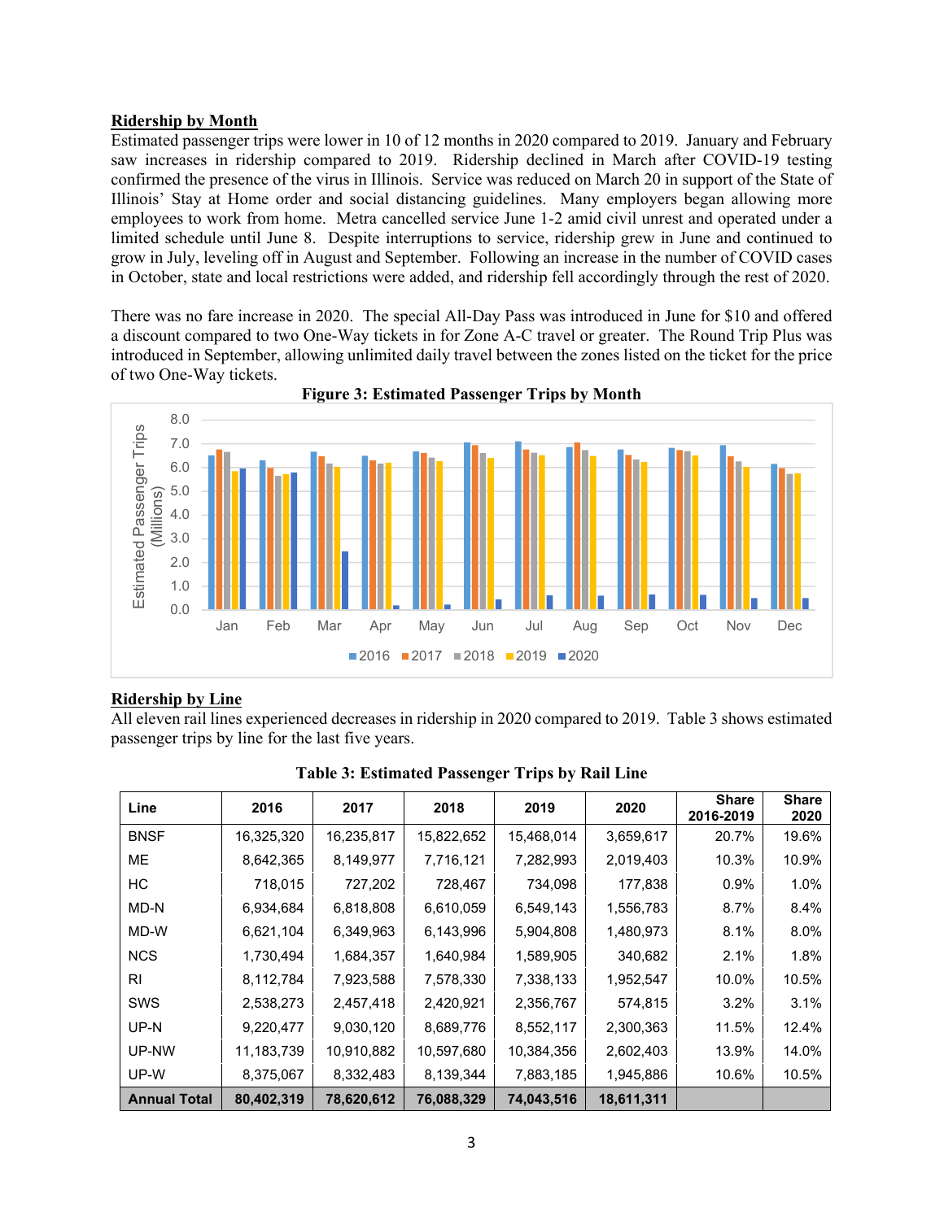**Ridership by Month**

Estimated passenger trips were lower in 10 of 12 months in 2020 compared to 2019. January and February saw increases in ridership compared to 2019. Ridership declined in March after COVID-19 testing confirmed the presence of the virus in Illinois. Service was reduced on March 20 in support of the State of Illinois' Stay at Home order and social distancing guidelines. Many employers began allowing more employees to work from home. Metra cancelled service June 1-2 amid civil unrest and operated under a limited schedule until June 8. Despite interruptions to service, ridership grew in June and continued to grow in July, leveling off in August and September. Following an increase in the number of COVID cases in October, state and local restrictions were added, and ridership fell accordingly through the rest of 2020.

There was no fare increase in 2020. The special All-Day Pass was introduced in June for $10 and offered a discount compared to two One-Way tickets in for Zone A-C travel or greater. The Round Trip Plus was introduced in September, allowing unlimited daily travel between the zones listed on the ticket for the price of two One-Way tickets.

**Figure 3: Estimated Passenger Trips by Month**

**Ridership by Line**

All eleven rail lines experienced decreases in ridership in 2020 compared to 2019. Table 3 shows estimated passenger trips by line for the last five years.

**Table 3: Estimated Passenger Trips by Rail Line**

| Line | 2016 | 2017 | 2018 | 2019 | 2020 | Share 2016-2019 | Share 2020 |
|---|---|---|---|---|---|---|---|
| BNSF | 16,325,320 | 16,235,817 | 15,822,652 | 15,468,014 | 3,659,617 | 20.7% | 19.6% |
| ME | 8,642,365 | 8,149,977 | 7,716,121 | 7,282,993 | 2,019,403 | 10.3% | 10.9% |
| HC | 718,015 | 727,202 | 728,467 | 734,098 | 177,838 | 0.9% | 1.0% |
| MD-N | 6,934,684 | 6,818,808 | 6,610,059 | 6,549,143 | 1,556,783 | 8.7% | 8.4% |
| MD-W | 6,621,104 | 6,349,963 | 6,143,996 | 5,904,808 | 1,480,973 | 8.1% | 8.0% |
| NCS | 1,730,494 | 1,684,357 | 1,640,984 | 1,589,905 | 340,682 | 2.1% | 1.8% |
| RI | 8,112,784 | 7,923,588 | 7,578,330 | 7,338,133 | 1,952,547 | 10.0% | 10.5% |
| SWS | 2,538,273 | 2,457,418 | 2,420,921 | 2,356,767 | 574,815 | 3.2% | 3.1% |
| UP-N | 9,220,477 | 9,030,120 | 8,689,776 | 8,552,117 | 2,300,363 | 11.5% | 12.4% |
| UP-NW | 11,183,739 | 10,910,882 | 10,597,680 | 10,384,356 | 2,602,403 | 13.9% | 14.0% |
| UP-W | 8,375,067 | 8,332,483 | 8,139,344 | 7,883,185 | 1,945,886 | 10.6% | 10.5% |
| **Annual Total** | **80,402,319** | **78,620,612** | **76,088,329** | **74,043,516** | **18,611,311** | | |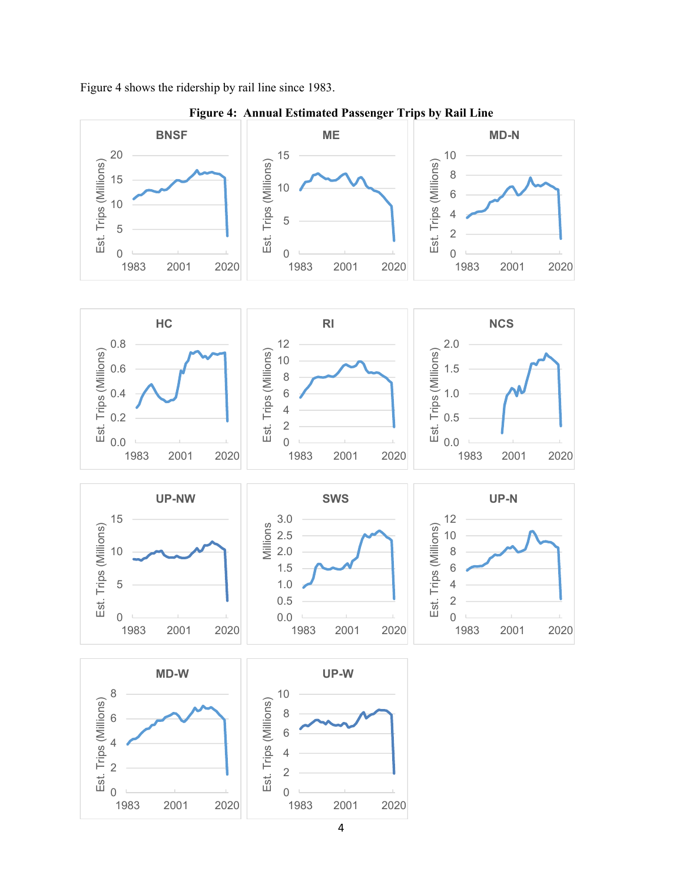Figure 4 shows the ridership by rail line since 1983.

**Figure 4: Annual Estimated Passenger Trips by Rail Line**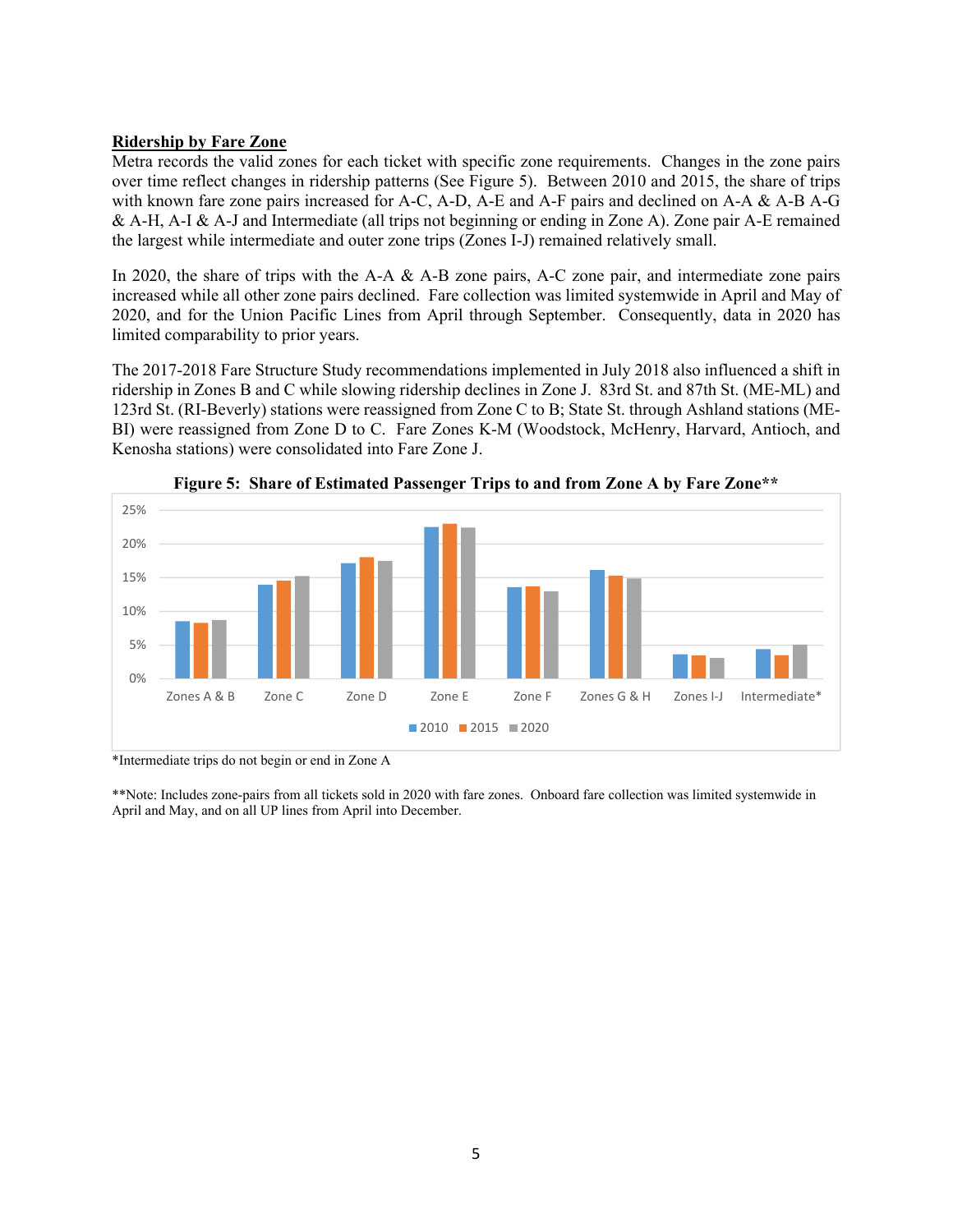**Ridership by Fare Zone**

Metra records the valid zones for each ticket with specific zone requirements. Changes in the zone pairs over time reflect changes in ridership patterns (See Figure 5). Between 2010 and 2015, the share of trips with known fare zone pairs increased for A-C, A-D, A-E and A-F pairs and declined on A-A & A-B A-G & A-H, A-I & A-J and Intermediate (all trips not beginning or ending in Zone A). Zone pair A-E remained the largest while intermediate and outer zone trips (Zones I-J) remained relatively small.

In 2020, the share of trips with the A-A & A-B zone pairs, A-C zone pair, and intermediate zone pairs increased while all other zone pairs declined. Fare collection was limited systemwide in April and May of 2020, and for the Union Pacific Lines from April through September. Consequently, data in 2020 has limited comparability to prior years.

The 2017-2018 Fare Structure Study recommendations implemented in July 2018 also influenced a shift in ridership in Zones B and C while slowing ridership declines in Zone J. 83rd St. and 87th St. (ME-ML) and 123rd St. (RI-Beverly) stations were reassigned from Zone C to B; State St. through Ashland stations (ME-BI) were reassigned from Zone D to C. Fare Zones K-M (Woodstock, McHenry, Harvard, Antioch, and Kenosha stations) were consolidated into Fare Zone J.

**Figure 5: Share of Estimated Passenger Trips to and from Zone A by Fare Zone****

*Intermediate trips do not begin or end in Zone A

**Note: Includes zone-pairs from all tickets sold in 2020 with fare zones. Onboard fare collection was limited systemwide in April and May, and on all UP lines from April into December.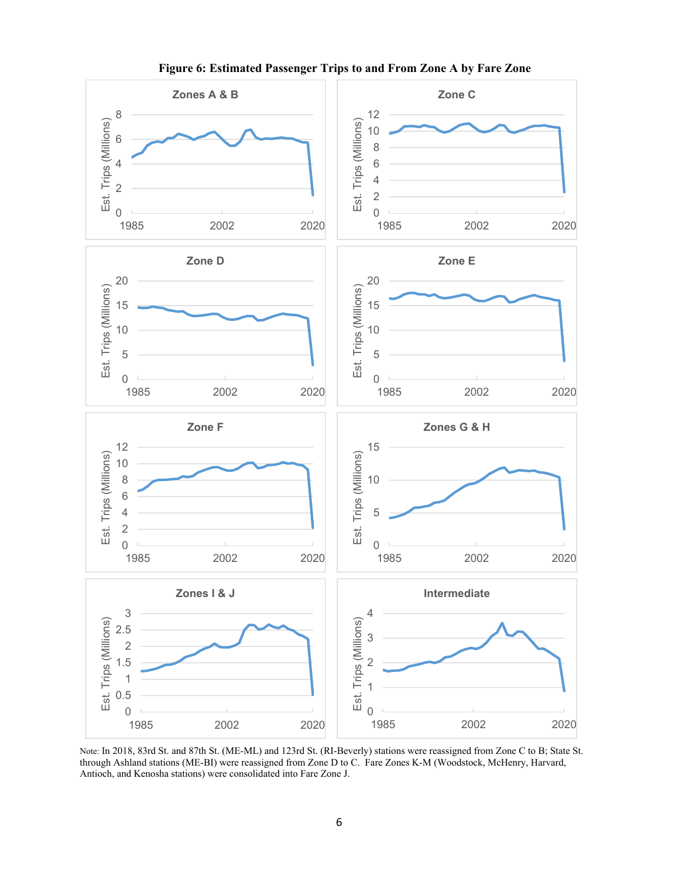**Figure 6: Estimated Passenger Trips to and From Zone A by Fare Zone**

Note: In 2018, 83rd St. and 87th St. (ME-ML) and 123rd St. (RI-Beverly) stations were reassigned from Zone C to B; State St. through Ashland stations (ME-BI) were reassigned from Zone D to C. Fare Zones K-M (Woodstock, McHenry, Harvard, Antioch, and Kenosha stations) were consolidated into Fare Zone J.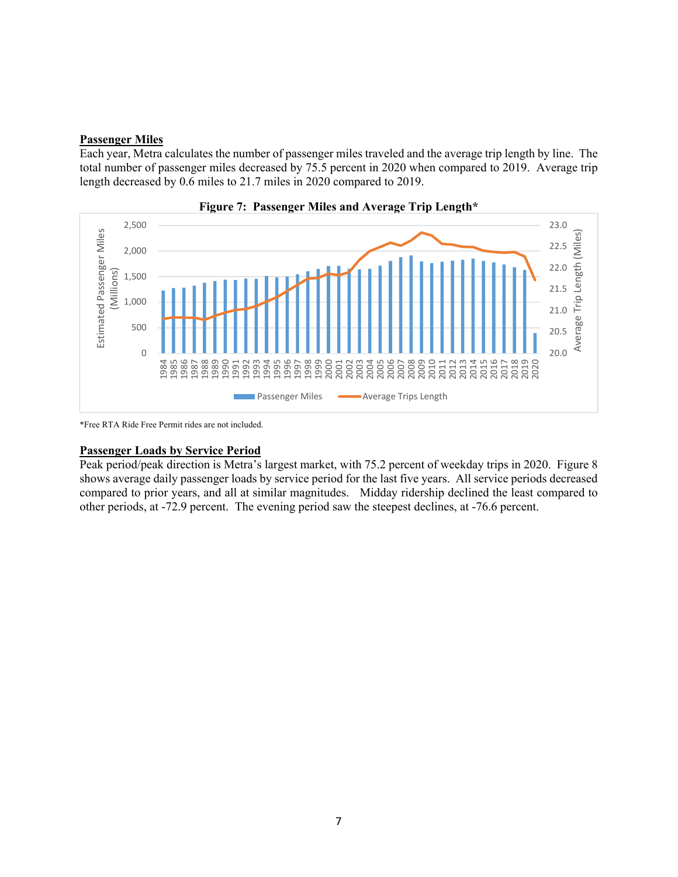**Passenger Miles**

Each year, Metra calculates the number of passenger miles traveled and the average trip length by line. The total number of passenger miles decreased by 75.5 percent in 2020 when compared to 2019. Average trip length decreased by 0.6 miles to 21.7 miles in 2020 compared to 2019.

**Figure 7: Passenger Miles and Average Trip Length***

*Free RTA Ride Free Permit rides are not included.

**Passenger Loads by Service Period**

Peak period/peak direction is Metra's largest market, with 75.2 percent of weekday trips in 2020. Figure 8 shows average daily passenger loads by service period for the last five years. All service periods decreased compared to prior years, and all at similar magnitudes. Midday ridership declined the least compared to other periods, at -72.9 percent. The evening period saw the steepest declines, at -76.6 percent.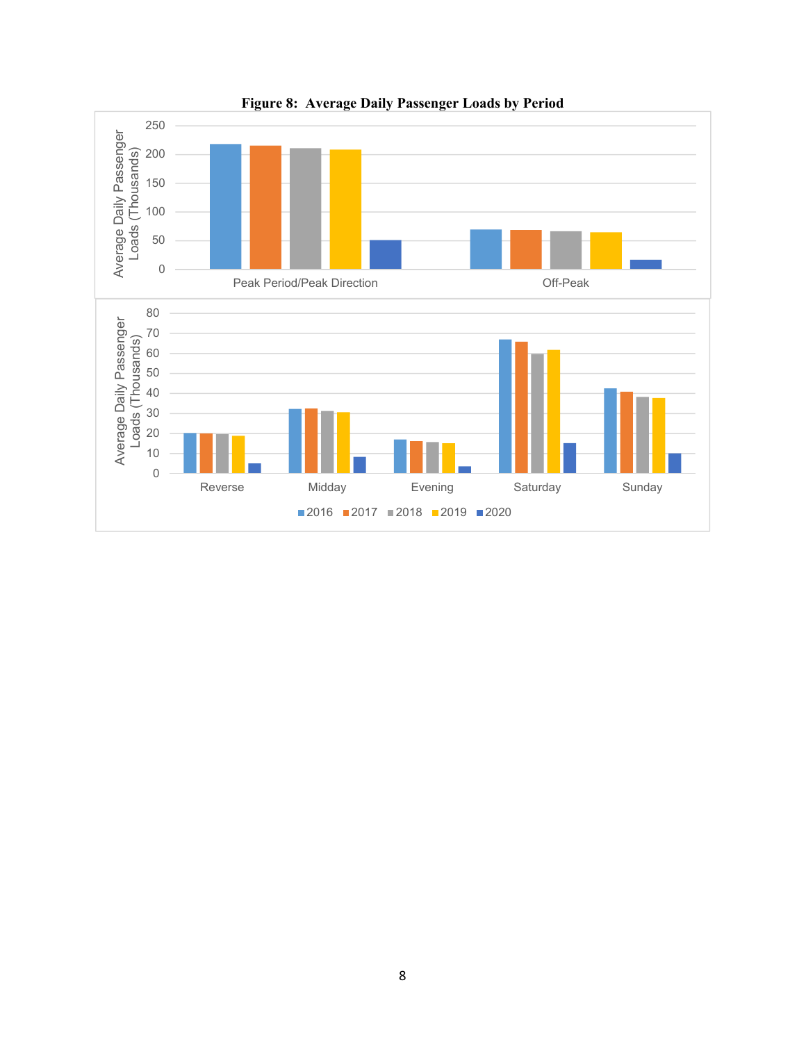**Figure 8: Average Daily Passenger Loads by Period**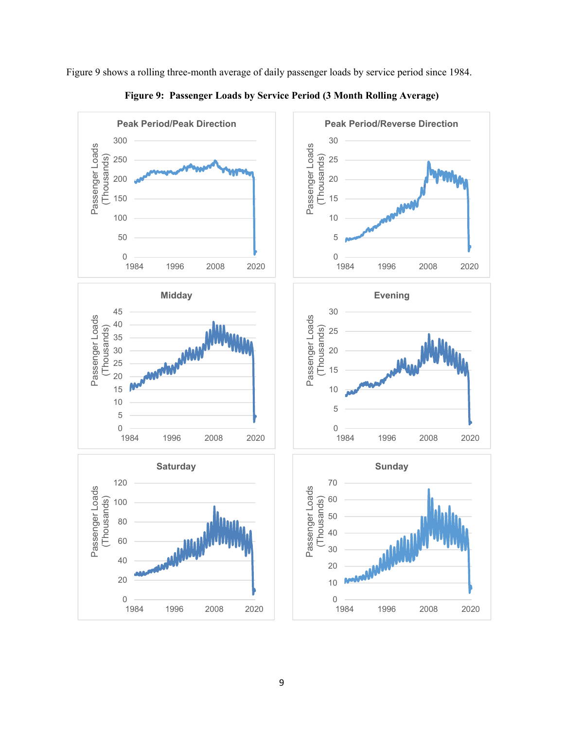Figure 9 shows a rolling three-month average of daily passenger loads by service period since 1984.

**Figure 9: Passenger Loads by Service Period (3 Month Rolling Average)**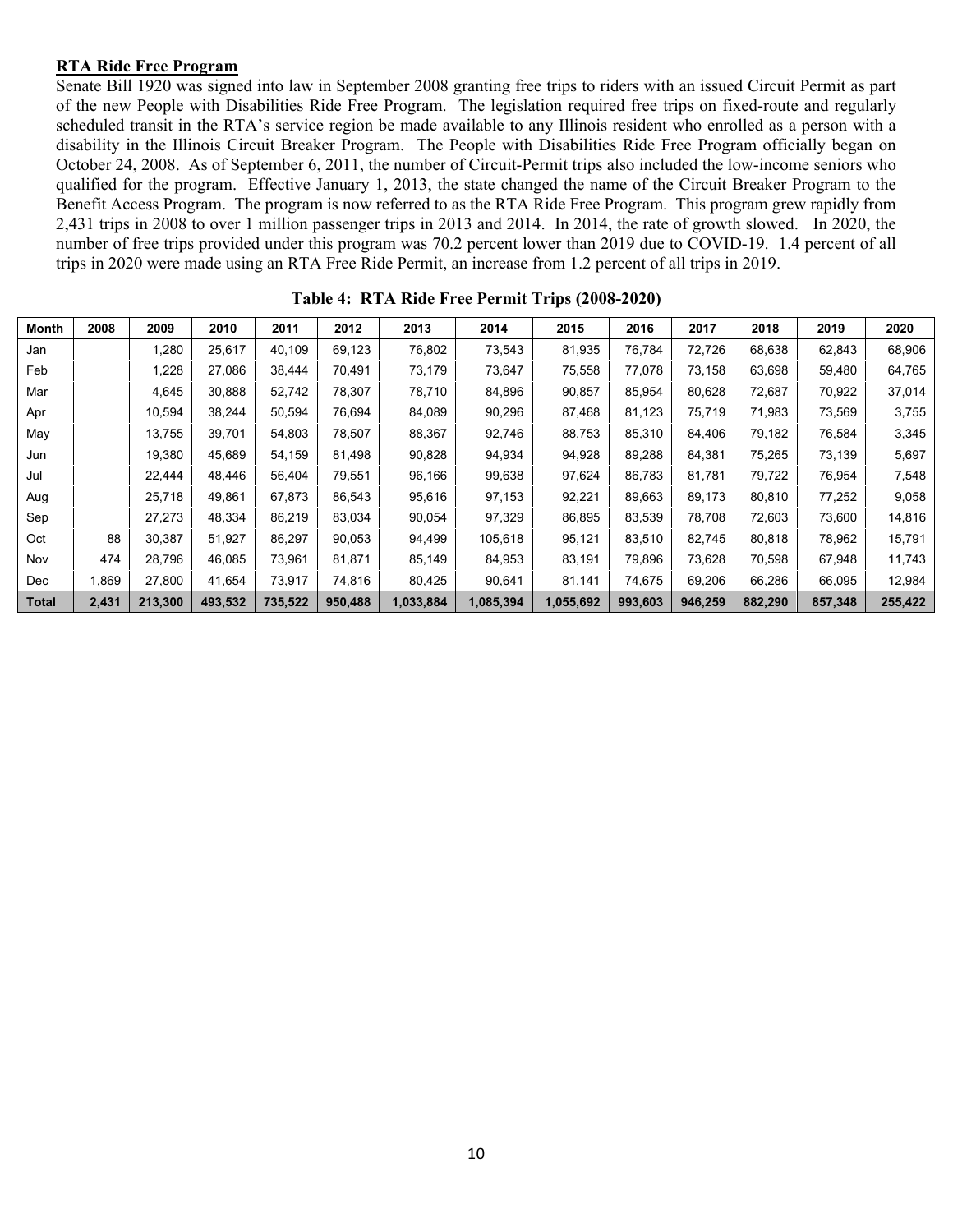**RTA Ride Free Program**

Senate Bill 1920 was signed into law in September 2008 granting free trips to riders with an issued Circuit Permit as part of the new People with Disabilities Ride Free Program. The legislation required free trips on fixed-route and regularly scheduled transit in the RTA's service region be made available to any Illinois resident who enrolled as a person with a disability in the Illinois Circuit Breaker Program. The People with Disabilities Ride Free Program officially began on October 24, 2008. As of September 6, 2011, the number of Circuit-Permit trips also included the low-income seniors who qualified for the program. Effective January 1, 2013, the state changed the name of the Circuit Breaker Program to the Benefit Access Program. The program is now referred to as the RTA Ride Free Program. This program grew rapidly from 2,431 trips in 2008 to over 1 million passenger trips in 2013 and 2014. In 2014, the rate of growth slowed. In 2020, the number of free trips provided under this program was 70.2 percent lower than 2019 due to COVID-19. 1.4 percent of all trips in 2020 were made using an RTA Free Ride Permit, an increase from 1.2 percent of all trips in 2019.

**Table 4: RTA Ride Free Permit Trips (2008-2020)**

| Month | 2008 | 2009 | 2010 | 2011 | 2012 | 2013 | 2014 | 2015 | 2016 | 2017 | 2018 | 2019 | 2020 |
|---|---|---|---|---|---|---|---|---|---|---|---|---|---|
| Jan | | 1,280 | 25,617 | 40,109 | 69,123 | 76,802 | 73,543 | 81,935 | 76,784 | 72,726 | 68,638 | 62,843 | 68,906 |
| Feb | | 1,228 | 27,086 | 38,444 | 70,491 | 73,179 | 73,647 | 75,558 | 77,078 | 73,158 | 63,698 | 59,480 | 64,765 |
| Mar | | 4,645 | 30,888 | 52,742 | 78,307 | 78,710 | 84,896 | 90,857 | 85,954 | 80,628 | 72,687 | 70,922 | 37,014 |
| Apr | | 10,594 | 38,244 | 50,594 | 76,694 | 84,089 | 90,296 | 87,468 | 81,123 | 75,719 | 71,983 | 73,569 | 3,755 |
| May | | 13,755 | 39,701 | 54,803 | 78,507 | 88,367 | 92,746 | 88,753 | 85,310 | 84,406 | 79,182 | 76,584 | 3,345 |
| Jun | | 19,380 | 45,689 | 54,159 | 81,498 | 90,828 | 94,934 | 94,928 | 89,288 | 84,381 | 75,265 | 73,139 | 5,697 |
| Jul | | 22,444 | 48,446 | 56,404 | 79,551 | 96,166 | 99,638 | 97,624 | 86,783 | 81,781 | 79,722 | 76,954 | 7,548 |
| Aug | | 25,718 | 49,861 | 67,873 | 86,543 | 95,616 | 97,153 | 92,221 | 89,663 | 89,173 | 80,810 | 77,252 | 9,058 |
| Sep | | 27,273 | 48,334 | 86,219 | 83,034 | 90,054 | 97,329 | 86,895 | 83,539 | 78,708 | 72,603 | 73,600 | 14,816 |
| Oct | 88 | 30,387 | 51,927 | 86,297 | 90,053 | 94,499 | 105,618 | 95,121 | 83,510 | 82,745 | 80,818 | 78,962 | 15,791 |
| Nov | 474 | 28,796 | 46,085 | 73,961 | 81,871 | 85,149 | 84,953 | 83,191 | 79,896 | 73,628 | 70,598 | 67,948 | 11,743 |
| Dec | 1,869 | 27,800 | 41,654 | 73,917 | 74,816 | 80,425 | 90,641 | 81,141 | 74,675 | 69,206 | 66,286 | 66,095 | 12,984 |
| **Total** | **2,431** | **213,300** | **493,532** | **735,522** | **950,488** | **1,033,884** | **1,085,394** | **1,055,692** | **993,603** | **946,259** | **882,290** | **857,348** | **255,422** |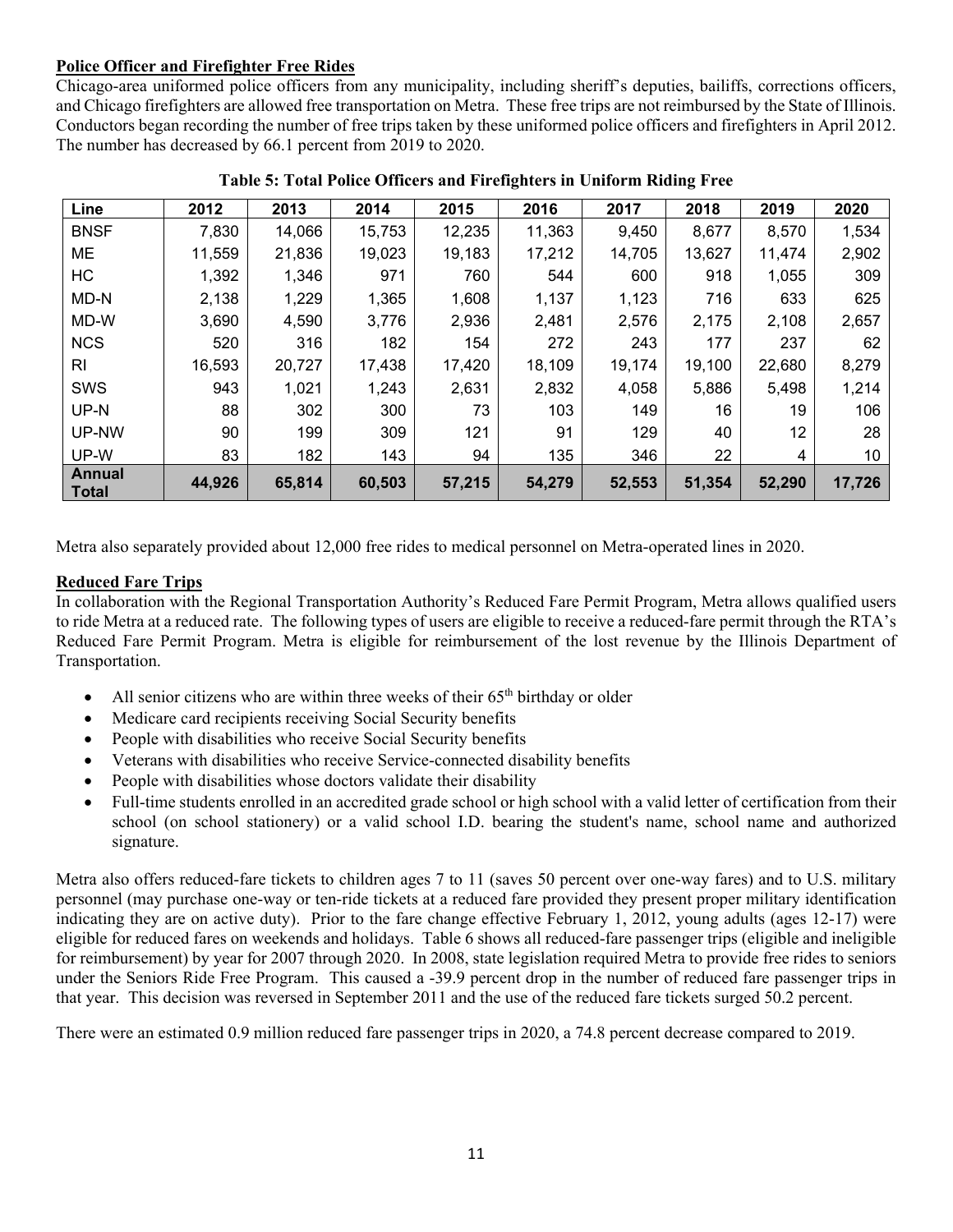**Police Officer and Firefighter Free Rides**

Chicago-area uniformed police officers from any municipality, including sheriff's deputies, bailiffs, corrections officers, and Chicago firefighters are allowed free transportation on Metra. These free trips are not reimbursed by the State of Illinois. Conductors began recording the number of free trips taken by these uniformed police officers and firefighters in April 2012. The number has decreased by 66.1 percent from 2019 to 2020.

**Table 5: Total Police Officers and Firefighters in Uniform Riding Free**

| Line | 2012 | 2013 | 2014 | 2015 | 2016 | 2017 | 2018 | 2019 | 2020 |
|---|---|---|---|---|---|---|---|---|---|
| BNSF | 7,830 | 14,066 | 15,753 | 12,235 | 11,363 | 9,450 | 8,677 | 8,570 | 1,534 |
| ME | 11,559 | 21,836 | 19,023 | 19,183 | 17,212 | 14,705 | 13,627 | 11,474 | 2,902 |
| HC | 1,392 | 1,346 | 971 | 760 | 544 | 600 | 918 | 1,055 | 309 |
| MD-N | 2,138 | 1,229 | 1,365 | 1,608 | 1,137 | 1,123 | 716 | 633 | 625 |
| MD-W | 3,690 | 4,590 | 3,776 | 2,936 | 2,481 | 2,576 | 2,175 | 2,108 | 2,657 |
| NCS | 520 | 316 | 182 | 154 | 272 | 243 | 177 | 237 | 62 |
| RI | 16,593 | 20,727 | 17,438 | 17,420 | 18,109 | 19,174 | 19,100 | 22,680 | 8,279 |
| SWS | 943 | 1,021 | 1,243 | 2,631 | 2,832 | 4,058 | 5,886 | 5,498 | 1,214 |
| UP-N | 88 | 302 | 300 | 73 | 103 | 149 | 16 | 19 | 106 |
| UP-NW | 90 | 199 | 309 | 121 | 91 | 129 | 40 | 12 | 28 |
| UP-W | 83 | 182 | 143 | 94 | 135 | 346 | 22 | 4 | 10 |
| **Annual Total** | **44,926** | **65,814** | **60,503** | **57,215** | **54,279** | **52,553** | **51,354** | **52,290** | **17,726** |

Metra also separately provided about 12,000 free rides to medical personnel on Metra-operated lines in 2020.

**Reduced Fare Trips**

In collaboration with the Regional Transportation Authority's Reduced Fare Permit Program, Metra allows qualified users to ride Metra at a reduced rate. The following types of users are eligible to receive a reduced-fare permit through the RTA's Reduced Fare Permit Program. Metra is eligible for reimbursement of the lost revenue by the Illinois Department of Transportation.

- All senior citizens who are within three weeks of their 65th birthday or older
- Medicare card recipients receiving Social Security benefits
- People with disabilities who receive Social Security benefits
- Veterans with disabilities who receive Service-connected disability benefits
- People with disabilities whose doctors validate their disability
- Full-time students enrolled in an accredited grade school or high school with a valid letter of certification from their school (on school stationery) or a valid school I.D. bearing the student's name, school name and authorized signature.

Metra also offers reduced-fare tickets to children ages 7 to 11 (saves 50 percent over one-way fares) and to U.S. military personnel (may purchase one-way or ten-ride tickets at a reduced fare provided they present proper military identification indicating they are on active duty). Prior to the fare change effective February 1, 2012, young adults (ages 12-17) were eligible for reduced fares on weekends and holidays. Table 6 shows all reduced-fare passenger trips (eligible and ineligible for reimbursement) by year for 2007 through 2020. In 2008, state legislation required Metra to provide free rides to seniors under the Seniors Ride Free Program. This caused a -39.9 percent drop in the number of reduced fare passenger trips in that year. This decision was reversed in September 2011 and the use of the reduced fare tickets surged 50.2 percent.

There were an estimated 0.9 million reduced fare passenger trips in 2020, a 74.8 percent decrease compared to 2019.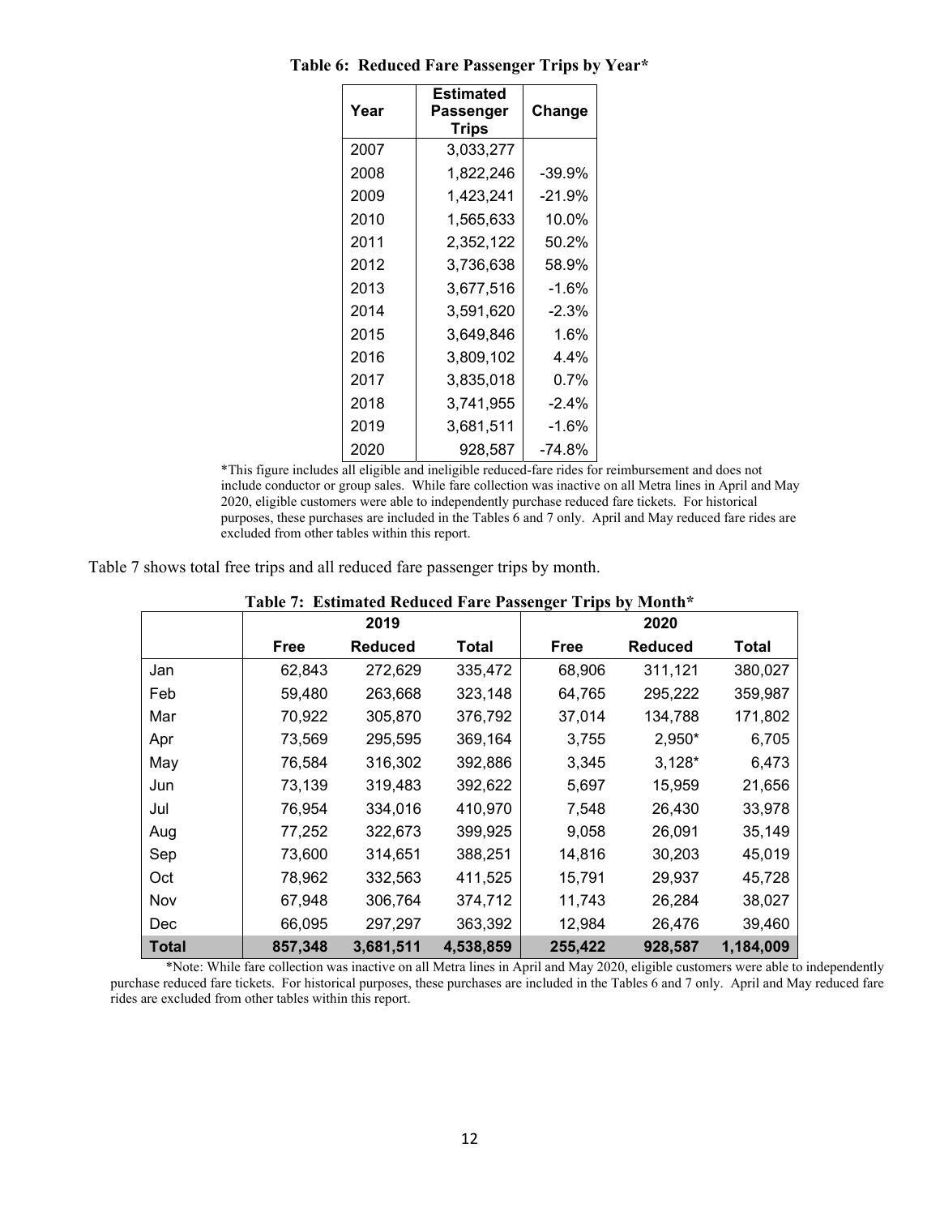**Table 6: Reduced Fare Passenger Trips by Year***

| Year | Estimated Passenger Trips | Change |
|---|---|---|
| 2007 | 3,033,277 | |
| 2008 | 1,822,246 | -39.9% |
| 2009 | 1,423,241 | -21.9% |
| 2010 | 1,565,633 | 10.0% |
| 2011 | 2,352,122 | 50.2% |
| 2012 | 3,736,638 | 58.9% |
| 2013 | 3,677,516 | -1.6% |
| 2014 | 3,591,620 | -2.3% |
| 2015 | 3,649,846 | 1.6% |
| 2016 | 3,809,102 | 4.4% |
| 2017 | 3,835,018 | 0.7% |
| 2018 | 3,741,955 | -2.4% |
| 2019 | 3,681,511 | -1.6% |
| 2020 | 928,587 | -74.8% |

*This figure includes all eligible and ineligible reduced-fare rides for reimbursement and does not include conductor or group sales. While fare collection was inactive on all Metra lines in April and May 2020, eligible customers were able to independently purchase reduced fare tickets. For historical purposes, these purchases are included in the Tables 6 and 7 only. April and May reduced fare rides are excluded from other tables within this report.

Table 7 shows total free trips and all reduced fare passenger trips by month.

**Table 7: Estimated Reduced Fare Passenger Trips by Month***

| | 2019 | | | 2020 | | |
|---|---|---|---|---|---|---|
| | Free | Reduced | Total | Free | Reduced | Total |
| Jan | 62,843 | 272,629 | 335,472 | 68,906 | 311,121 | 380,027 |
| Feb | 59,480 | 263,668 | 323,148 | 64,765 | 295,222 | 359,987 |
| Mar | 70,922 | 305,870 | 376,792 | 37,014 | 134,788 | 171,802 |
| Apr | 73,569 | 295,595 | 369,164 | 3,755 | 2,950* | 6,705 |
| May | 76,584 | 316,302 | 392,886 | 3,345 | 3,128* | 6,473 |
| Jun | 73,139 | 319,483 | 392,622 | 5,697 | 15,959 | 21,656 |
| Jul | 76,954 | 334,016 | 410,970 | 7,548 | 26,430 | 33,978 |
| Aug | 77,252 | 322,673 | 399,925 | 9,058 | 26,091 | 35,149 |
| Sep | 73,600 | 314,651 | 388,251 | 14,816 | 30,203 | 45,019 |
| Oct | 78,962 | 332,563 | 411,525 | 15,791 | 29,937 | 45,728 |
| Nov | 67,948 | 306,764 | 374,712 | 11,743 | 26,284 | 38,027 |
| Dec | 66,095 | 297,297 | 363,392 | 12,984 | 26,476 | 39,460 |
| **Total** | **857,348** | **3,681,511** | **4,538,859** | **255,422** | **928,587** | **1,184,009** |

*Note: While fare collection was inactive on all Metra lines in April and May 2020, eligible customers were able to independently purchase reduced fare tickets. For historical purposes, these purchases are included in the Tables 6 and 7 only. April and May reduced fare rides are excluded from other tables within this report.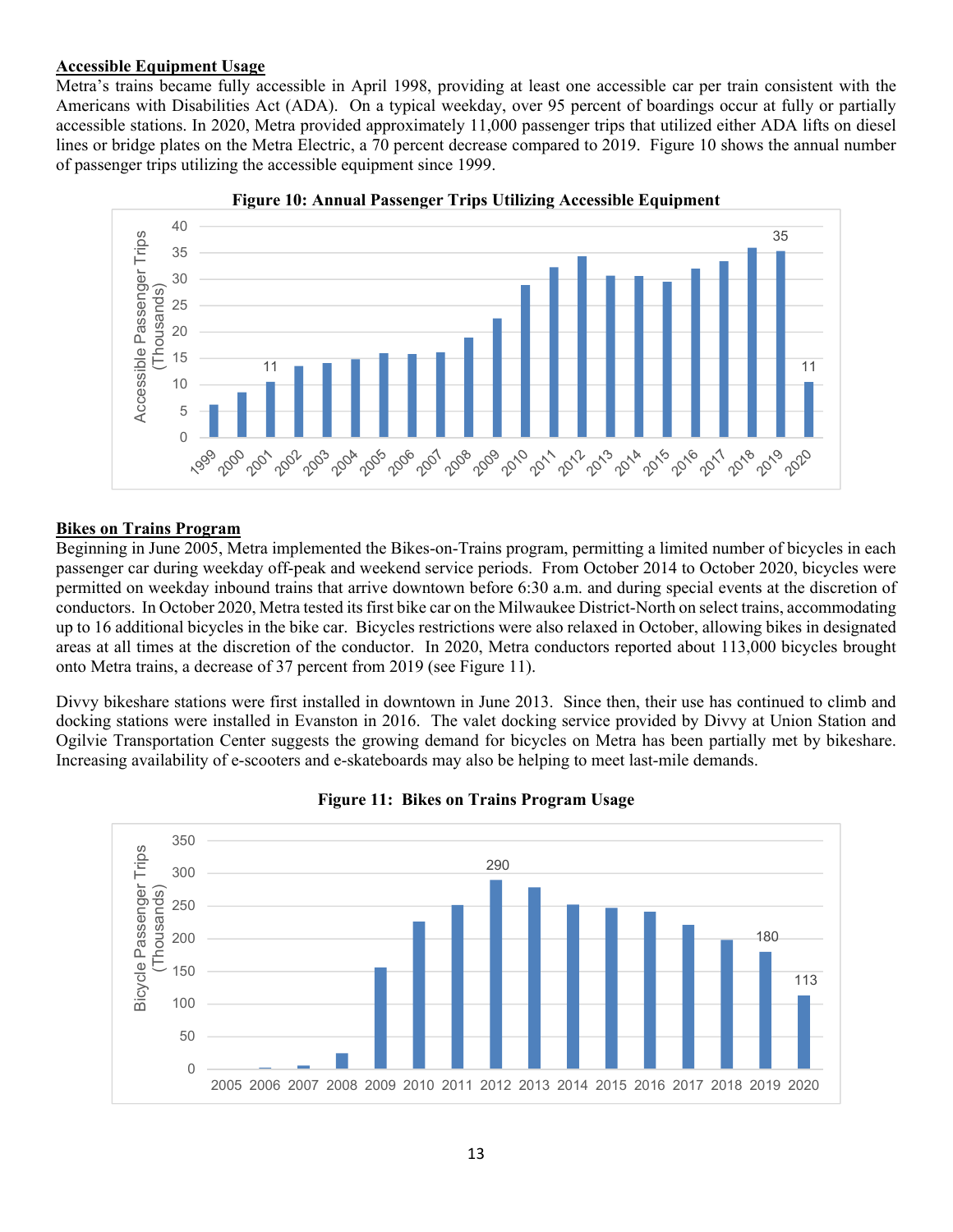## Accessible Equipment Usage

Metra's trains became fully accessible in April 1998, providing at least one accessible car per train consistent with the Americans with Disabilities Act (ADA). On a typical weekday, over 95 percent of boardings occur at fully or partially accessible stations. In 2020, Metra provided approximately 11,000 passenger trips that utilized either ADA lifts on diesel lines or bridge plates on the Metra Electric, a 70 percent decrease compared to 2019. Figure 10 shows the annual number of passenger trips utilizing the accessible equipment since 1999.

**Figure 10: Annual Passenger Trips Utilizing Accessible Equipment**

## Bikes on Trains Program

Beginning in June 2005, Metra implemented the Bikes-on-Trains program, permitting a limited number of bicycles in each passenger car during weekday off-peak and weekend service periods. From October 2014 to October 2020, bicycles were permitted on weekday inbound trains that arrive downtown before 6:30 a.m. and during special events at the discretion of conductors. In October 2020, Metra tested its first bike car on the Milwaukee District-North on select trains, accommodating up to 16 additional bicycles in the bike car. Bicycles restrictions were also relaxed in October, allowing bikes in designated areas at all times at the discretion of the conductor. In 2020, Metra conductors reported about 113,000 bicycles brought onto Metra trains, a decrease of 37 percent from 2019 (see Figure 11).

Divvy bikeshare stations were first installed in downtown in June 2013. Since then, their use has continued to climb and docking stations were installed in Evanston in 2016. The valet docking service provided by Divvy at Union Station and Ogilvie Transportation Center suggests the growing demand for bicycles on Metra has been partially met by bikeshare. Increasing availability of e-scooters and e-skateboards may also be helping to meet last-mile demands.

**Figure 11: Bikes on Trains Program Usage**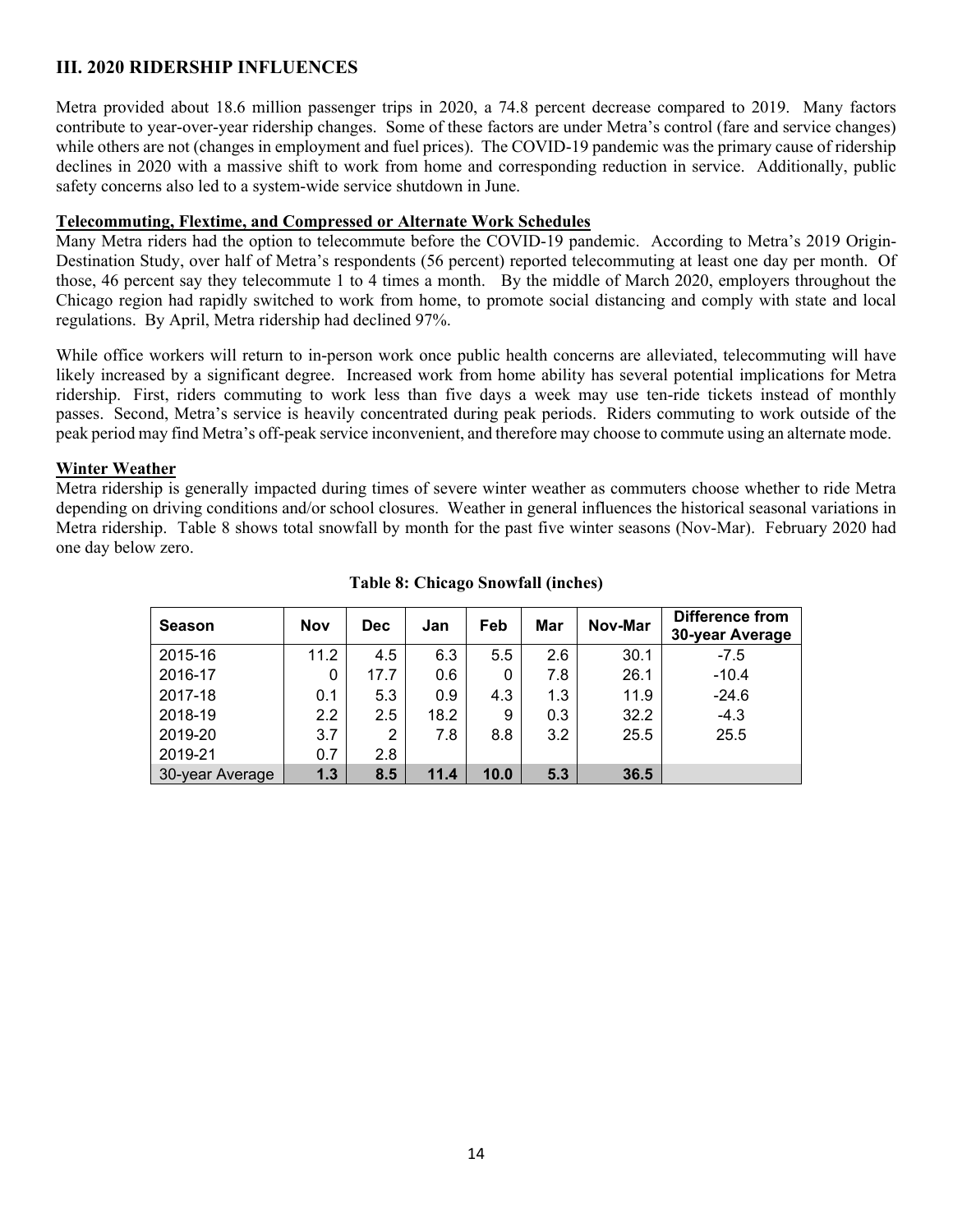## III. 2020 RIDERSHIP INFLUENCES

Metra provided about 18.6 million passenger trips in 2020, a 74.8 percent decrease compared to 2019. Many factors contribute to year-over-year ridership changes. Some of these factors are under Metra's control (fare and service changes) while others are not (changes in employment and fuel prices). The COVID-19 pandemic was the primary cause of ridership declines in 2020 with a massive shift to work from home and corresponding reduction in service. Additionally, public safety concerns also led to a system-wide service shutdown in June.

### Telecommuting, Flextime, and Compressed or Alternate Work Schedules

Many Metra riders had the option to telecommute before the COVID-19 pandemic. According to Metra's 2019 Origin-Destination Study, over half of Metra's respondents (56 percent) reported telecommuting at least one day per month. Of those, 46 percent say they telecommute 1 to 4 times a month. By the middle of March 2020, employers throughout the Chicago region had rapidly switched to work from home, to promote social distancing and comply with state and local regulations. By April, Metra ridership had declined 97%.

While office workers will return to in-person work once public health concerns are alleviated, telecommuting will have likely increased by a significant degree. Increased work from home ability has several potential implications for Metra ridership. First, riders commuting to work less than five days a week may use ten-ride tickets instead of monthly passes. Second, Metra's service is heavily concentrated during peak periods. Riders commuting to work outside of the peak period may find Metra's off-peak service inconvenient, and therefore may choose to commute using an alternate mode.

### Winter Weather

Metra ridership is generally impacted during times of severe winter weather as commuters choose whether to ride Metra depending on driving conditions and/or school closures. Weather in general influences the historical seasonal variations in Metra ridership. Table 8 shows total snowfall by month for the past five winter seasons (Nov-Mar). February 2020 had one day below zero.

**Table 8: Chicago Snowfall (inches)**

| Season | Nov | Dec | Jan | Feb | Mar | Nov-Mar | Difference from 30-year Average |
|---|---|---|---|---|---|---|---|
| 2015-16 | 11.2 | 4.5 | 6.3 | 5.5 | 2.6 | 30.1 | -7.5 |
| 2016-17 | 0 | 17.7 | 0.6 | 0 | 7.8 | 26.1 | -10.4 |
| 2017-18 | 0.1 | 5.3 | 0.9 | 4.3 | 1.3 | 11.9 | -24.6 |
| 2018-19 | 2.2 | 2.5 | 18.2 | 9 | 0.3 | 32.2 | -4.3 |
| 2019-20 | 3.7 | 2 | 7.8 | 8.8 | 3.2 | 25.5 | 25.5 |
| 2019-21 | 0.7 | 2.8 | | | | | |
| 30-year Average | **1.3** | **8.5** | **11.4** | **10.0** | **5.3** | **36.5** | |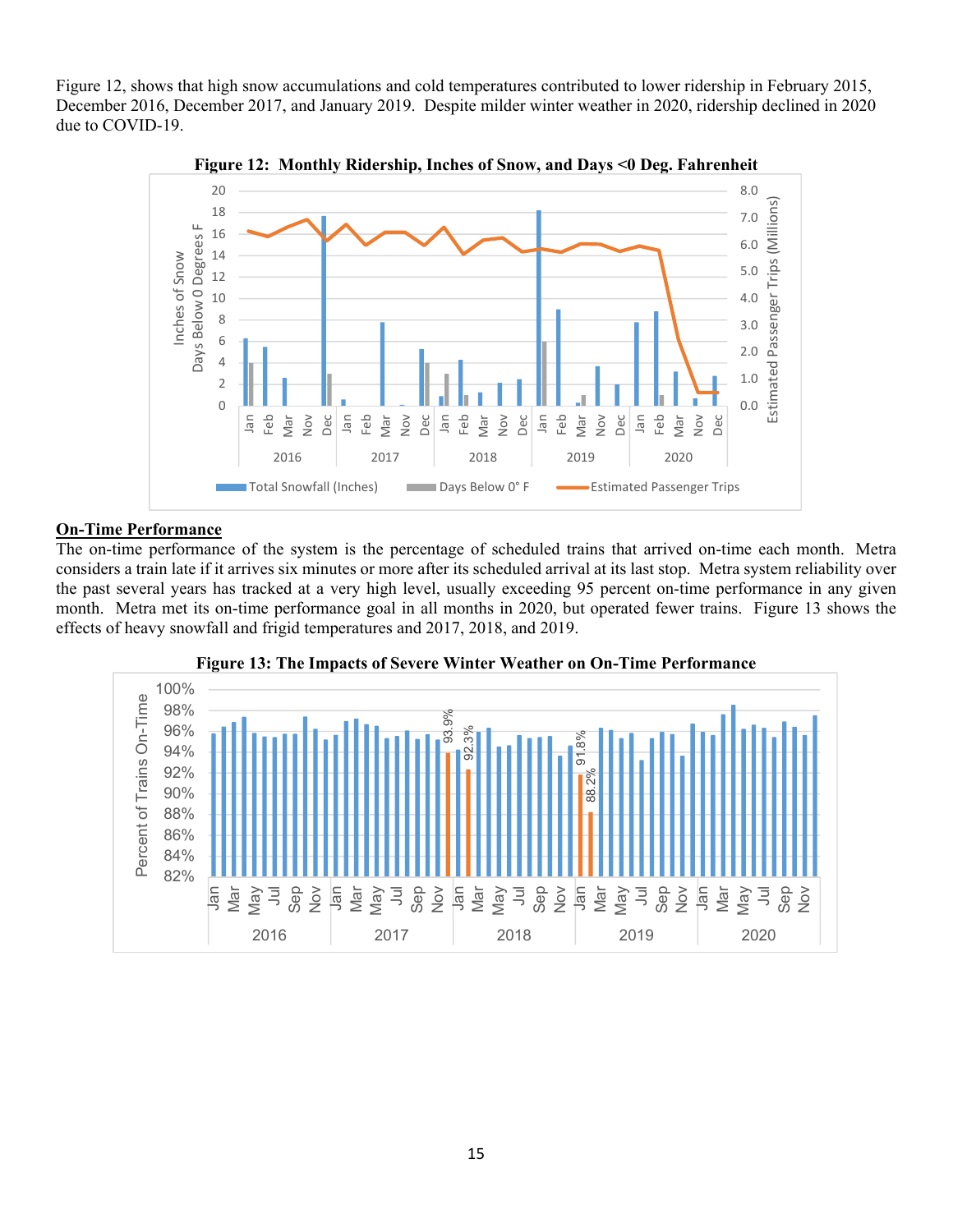Figure 12, shows that high snow accumulations and cold temperatures contributed to lower ridership in February 2015, December 2016, December 2017, and January 2019. Despite milder winter weather in 2020, ridership declined in 2020 due to COVID-19.

**Figure 12: Monthly Ridership, Inches of Snow, and Days <0 Deg. Fahrenheit**

**On-Time Performance**

The on-time performance of the system is the percentage of scheduled trains that arrived on-time each month. Metra considers a train late if it arrives six minutes or more after its scheduled arrival at its last stop. Metra system reliability over the past several years has tracked at a very high level, usually exceeding 95 percent on-time performance in any given month. Metra met its on-time performance goal in all months in 2020, but operated fewer trains. Figure 13 shows the effects of heavy snowfall and frigid temperatures and 2017, 2018, and 2019.

**Figure 13: The Impacts of Severe Winter Weather on On-Time Performance**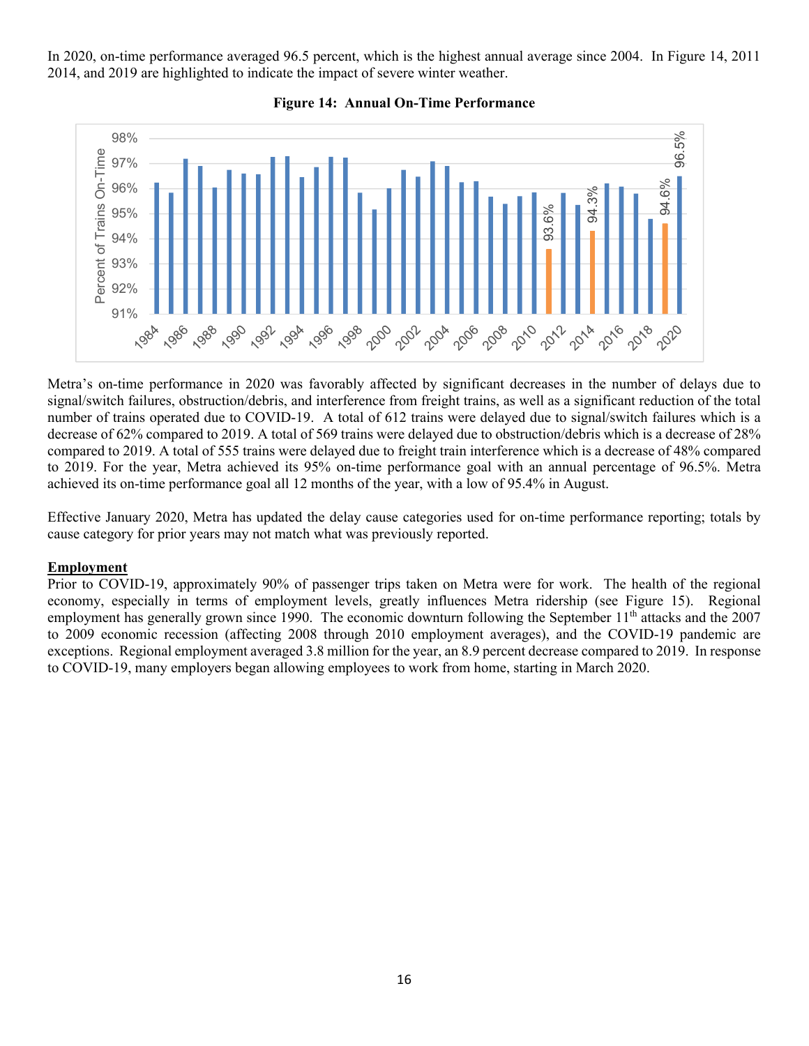In 2020, on-time performance averaged 96.5 percent, which is the highest annual average since 2004. In Figure 14, 2011 2014, and 2019 are highlighted to indicate the impact of severe winter weather.

**Figure 14: Annual On-Time Performance**

Metra's on-time performance in 2020 was favorably affected by significant decreases in the number of delays due to signal/switch failures, obstruction/debris, and interference from freight trains, as well as a significant reduction of the total number of trains operated due to COVID-19. A total of 612 trains were delayed due to signal/switch failures which is a decrease of 62% compared to 2019. A total of 569 trains were delayed due to obstruction/debris which is a decrease of 28% compared to 2019. A total of 555 trains were delayed due to freight train interference which is a decrease of 48% compared to 2019. For the year, Metra achieved its 95% on-time performance goal with an annual percentage of 96.5%. Metra achieved its on-time performance goal all 12 months of the year, with a low of 95.4% in August.

Effective January 2020, Metra has updated the delay cause categories used for on-time performance reporting; totals by cause category for prior years may not match what was previously reported.

**Employment**

Prior to COVID-19, approximately 90% of passenger trips taken on Metra were for work. The health of the regional economy, especially in terms of employment levels, greatly influences Metra ridership (see Figure 15). Regional employment has generally grown since 1990. The economic downturn following the September 11th attacks and the 2007 to 2009 economic recession (affecting 2008 through 2010 employment averages), and the COVID-19 pandemic are exceptions. Regional employment averaged 3.8 million for the year, an 8.9 percent decrease compared to 2019. In response to COVID-19, many employers began allowing employees to work from home, starting in March 2020.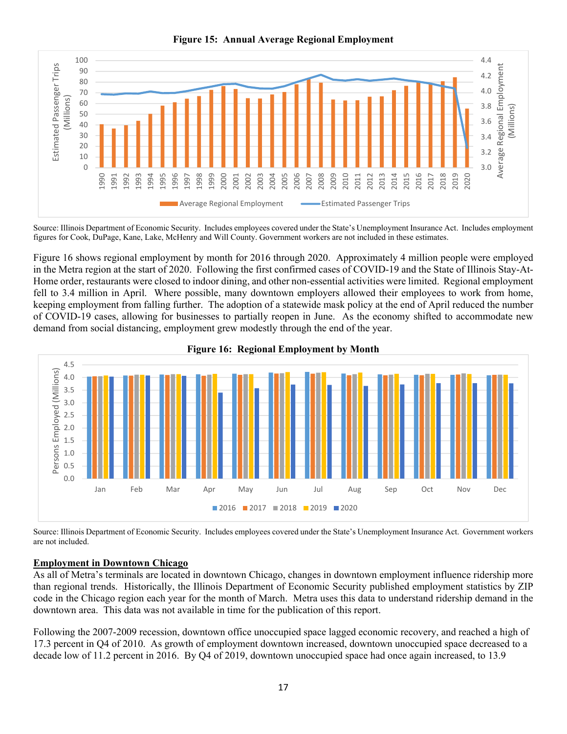**Figure 15: Annual Average Regional Employment**

Source: Illinois Department of Economic Security. Includes employees covered under the State's Unemployment Insurance Act. Includes employment figures for Cook, DuPage, Kane, Lake, McHenry and Will County. Government workers are not included in these estimates.

Figure 16 shows regional employment by month for 2016 through 2020. Approximately 4 million people were employed in the Metra region at the start of 2020. Following the first confirmed cases of COVID-19 and the State of Illinois Stay-At-Home order, restaurants were closed to indoor dining, and other non-essential activities were limited. Regional employment fell to 3.4 million in April. Where possible, many downtown employers allowed their employees to work from home, keeping employment from falling further. The adoption of a statewide mask policy at the end of April reduced the number of COVID-19 cases, allowing for businesses to partially reopen in June. As the economy shifted to accommodate new demand from social distancing, employment grew modestly through the end of the year.

**Figure 16: Regional Employment by Month**

Source: Illinois Department of Economic Security. Includes employees covered under the State's Unemployment Insurance Act. Government workers are not included.

## Employment in Downtown Chicago

As all of Metra's terminals are located in downtown Chicago, changes in downtown employment influence ridership more than regional trends. Historically, the Illinois Department of Economic Security published employment statistics by ZIP code in the Chicago region each year for the month of March. Metra uses this data to understand ridership demand in the downtown area. This data was not available in time for the publication of this report.

Following the 2007-2009 recession, downtown office unoccupied space lagged economic recovery, and reached a high of 17.3 percent in Q4 of 2010. As growth of employment downtown increased, downtown unoccupied space decreased to a decade low of 11.2 percent in 2016. By Q4 of 2019, downtown unoccupied space had once again increased, to 13.9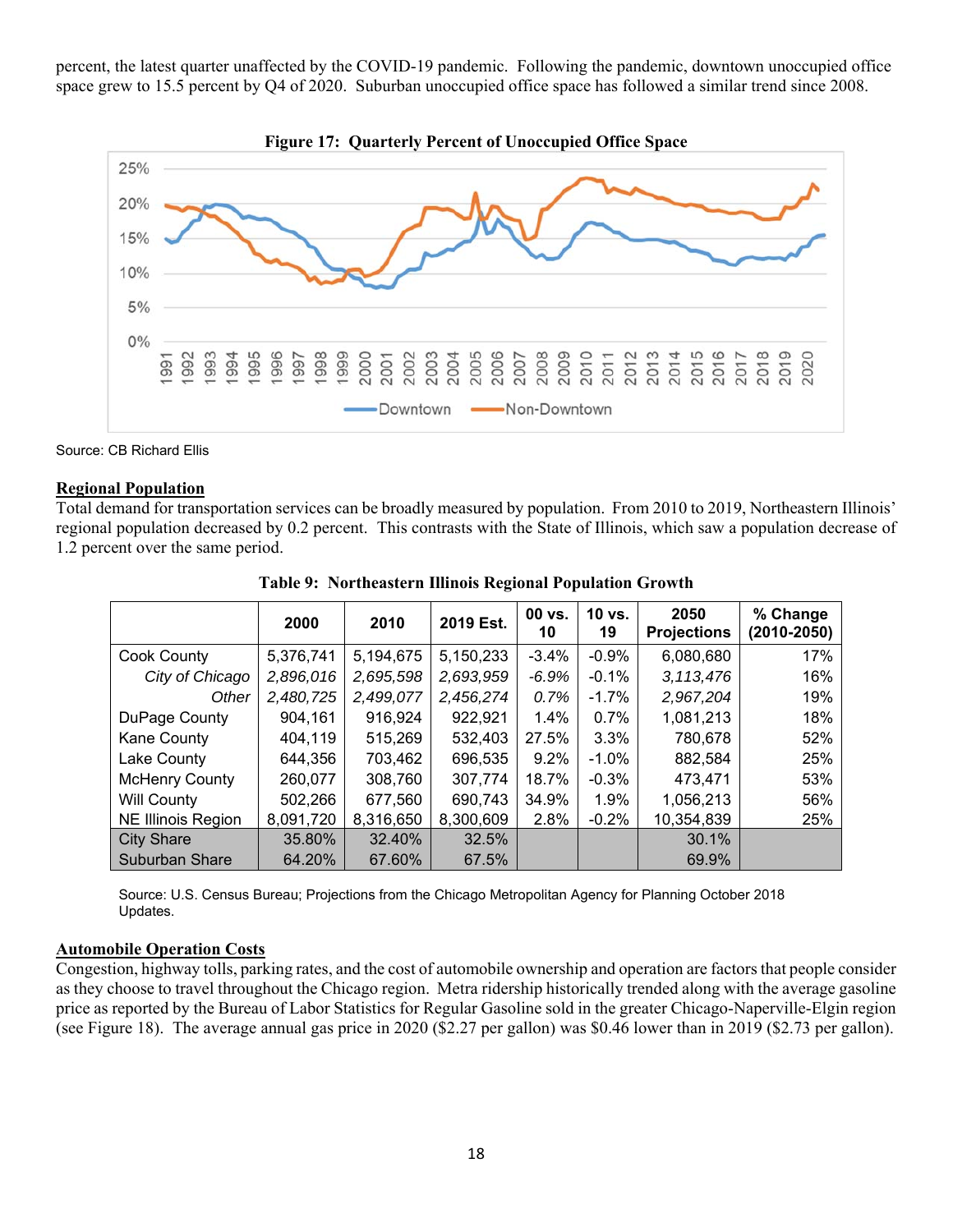percent, the latest quarter unaffected by the COVID-19 pandemic. Following the pandemic, downtown unoccupied office space grew to 15.5 percent by Q4 of 2020. Suburban unoccupied office space has followed a similar trend since 2008.

**Figure 17: Quarterly Percent of Unoccupied Office Space**

Source: CB Richard Ellis

## Regional Population

Total demand for transportation services can be broadly measured by population. From 2010 to 2019, Northeastern Illinois' regional population decreased by 0.2 percent. This contrasts with the State of Illinois, which saw a population decrease of 1.2 percent over the same period.

**Table 9: Northeastern Illinois Regional Population Growth**

| | 2000 | 2010 | 2019 Est. | 00 vs. 10 | 10 vs. 19 | 2050 Projections | % Change (2010-2050) |
|---|---|---|---|---|---|---|---|
| Cook County | 5,376,741 | 5,194,675 | 5,150,233 | -3.4% | -0.9% | 6,080,680 | 17% |
| *City of Chicago* | *2,896,016* | *2,695,598* | *2,693,959* | *-6.9%* | *-0.1%* | *3,113,476* | 16% |
| *Other* | *2,480,725* | *2,499,077* | *2,456,274* | *0.7%* | *-1.7%* | *2,967,204* | 19% |
| DuPage County | 904,161 | 916,924 | 922,921 | 1.4% | 0.7% | 1,081,213 | 18% |
| Kane County | 404,119 | 515,269 | 532,403 | 27.5% | 3.3% | 780,678 | 52% |
| Lake County | 644,356 | 703,462 | 696,535 | 9.2% | -1.0% | 882,584 | 25% |
| McHenry County | 260,077 | 308,760 | 307,774 | 18.7% | -0.3% | 473,471 | 53% |
| Will County | 502,266 | 677,560 | 690,743 | 34.9% | 1.9% | 1,056,213 | 56% |
| NE Illinois Region | 8,091,720 | 8,316,650 | 8,300,609 | 2.8% | -0.2% | 10,354,839 | 25% |
| City Share | 35.80% | 32.40% | 32.5% | | | 30.1% | |
| Suburban Share | 64.20% | 67.60% | 67.5% | | | 69.9% | |

Source: U.S. Census Bureau; Projections from the Chicago Metropolitan Agency for Planning October 2018 Updates.

## Automobile Operation Costs

Congestion, highway tolls, parking rates, and the cost of automobile ownership and operation are factors that people consider as they choose to travel throughout the Chicago region. Metra ridership historically trended along with the average gasoline price as reported by the Bureau of Labor Statistics for Regular Gasoline sold in the greater Chicago-Naperville-Elgin region (see Figure 18). The average annual gas price in 2020 ($2.27 per gallon) was $0.46 lower than in 2019 ($2.73 per gallon).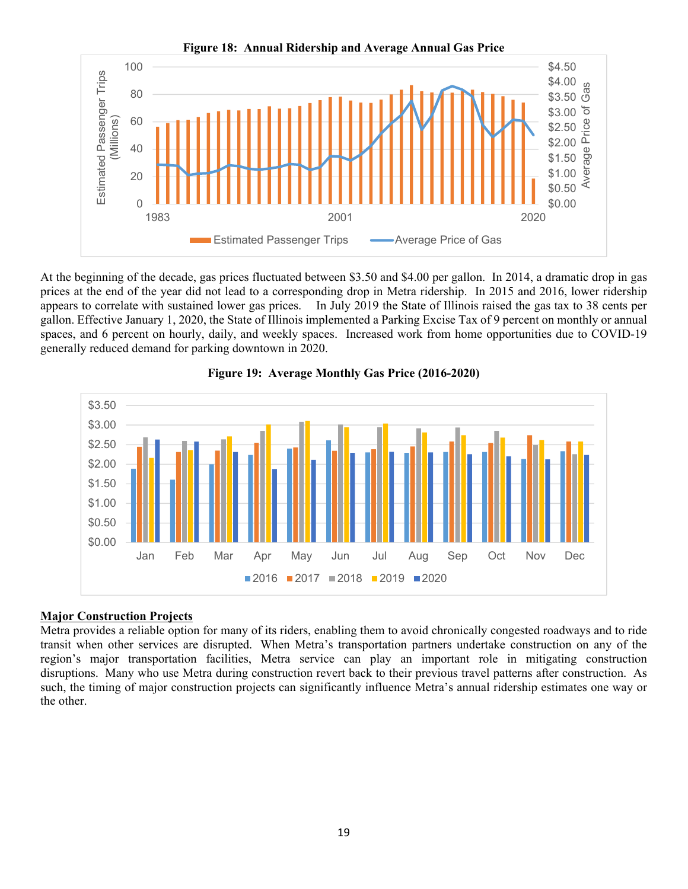**Figure 18: Annual Ridership and Average Annual Gas Price**

At the beginning of the decade, gas prices fluctuated between $3.50 and $4.00 per gallon. In 2014, a dramatic drop in gas prices at the end of the year did not lead to a corresponding drop in Metra ridership. In 2015 and 2016, lower ridership appears to correlate with sustained lower gas prices. In July 2019 the State of Illinois raised the gas tax to 38 cents per gallon. Effective January 1, 2020, the State of Illinois implemented a Parking Excise Tax of 9 percent on monthly or annual spaces, and 6 percent on hourly, daily, and weekly spaces. Increased work from home opportunities due to COVID-19 generally reduced demand for parking downtown in 2020.

**Figure 19: Average Monthly Gas Price (2016-2020)**

**<u>Major Construction Projects</u>**

Metra provides a reliable option for many of its riders, enabling them to avoid chronically congested roadways and to ride transit when other services are disrupted. When Metra's transportation partners undertake construction on any of the region's major transportation facilities, Metra service can play an important role in mitigating construction disruptions. Many who use Metra during construction revert back to their previous travel patterns after construction. As such, the timing of major construction projects can significantly influence Metra's annual ridership estimates one way or the other.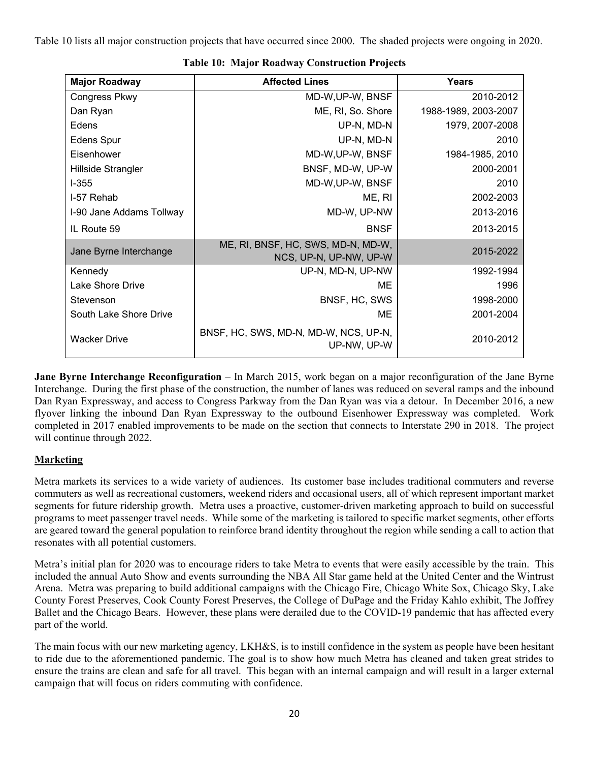Table 10 lists all major construction projects that have occurred since 2000. The shaded projects were ongoing in 2020.

**Table 10: Major Roadway Construction Projects**

| Major Roadway | Affected Lines | Years |
|---|---|---|
| Congress Pkwy | MD-W,UP-W, BNSF | 2010-2012 |
| Dan Ryan | ME, RI, So. Shore | 1988-1989, 2003-2007 |
| Edens | UP-N, MD-N | 1979, 2007-2008 |
| Edens Spur | UP-N, MD-N | 2010 |
| Eisenhower | MD-W,UP-W, BNSF | 1984-1985, 2010 |
| Hillside Strangler | BNSF, MD-W, UP-W | 2000-2001 |
| I-355 | MD-W,UP-W, BNSF | 2010 |
| I-57 Rehab | ME, RI | 2002-2003 |
| I-90 Jane Addams Tollway | MD-W, UP-NW | 2013-2016 |
| IL Route 59 | BNSF | 2013-2015 |
| Jane Byrne Interchange | ME, RI, BNSF, HC, SWS, MD-N, MD-W, NCS, UP-N, UP-NW, UP-W | 2015-2022 |
| Kennedy | UP-N, MD-N, UP-NW | 1992-1994 |
| Lake Shore Drive | ME | 1996 |
| Stevenson | BNSF, HC, SWS | 1998-2000 |
| South Lake Shore Drive | ME | 2001-2004 |
| Wacker Drive | BNSF, HC, SWS, MD-N, MD-W, NCS, UP-N, UP-NW, UP-W | 2010-2012 |

**Jane Byrne Interchange Reconfiguration** – In March 2015, work began on a major reconfiguration of the Jane Byrne Interchange. During the first phase of the construction, the number of lanes was reduced on several ramps and the inbound Dan Ryan Expressway, and access to Congress Parkway from the Dan Ryan was via a detour. In December 2016, a new flyover linking the inbound Dan Ryan Expressway to the outbound Eisenhower Expressway was completed. Work completed in 2017 enabled improvements to be made on the section that connects to Interstate 290 in 2018. The project will continue through 2022.

## Marketing

Metra markets its services to a wide variety of audiences. Its customer base includes traditional commuters and reverse commuters as well as recreational customers, weekend riders and occasional users, all of which represent important market segments for future ridership growth. Metra uses a proactive, customer-driven marketing approach to build on successful programs to meet passenger travel needs. While some of the marketing is tailored to specific market segments, other efforts are geared toward the general population to reinforce brand identity throughout the region while sending a call to action that resonates with all potential customers.

Metra's initial plan for 2020 was to encourage riders to take Metra to events that were easily accessible by the train. This included the annual Auto Show and events surrounding the NBA All Star game held at the United Center and the Wintrust Arena. Metra was preparing to build additional campaigns with the Chicago Fire, Chicago White Sox, Chicago Sky, Lake County Forest Preserves, Cook County Forest Preserves, the College of DuPage and the Friday Kahlo exhibit, The Joffrey Ballet and the Chicago Bears. However, these plans were derailed due to the COVID-19 pandemic that has affected every part of the world.

The main focus with our new marketing agency, LKH&S, is to instill confidence in the system as people have been hesitant to ride due to the aforementioned pandemic. The goal is to show how much Metra has cleaned and taken great strides to ensure the trains are clean and safe for all travel. This began with an internal campaign and will result in a larger external campaign that will focus on riders commuting with confidence.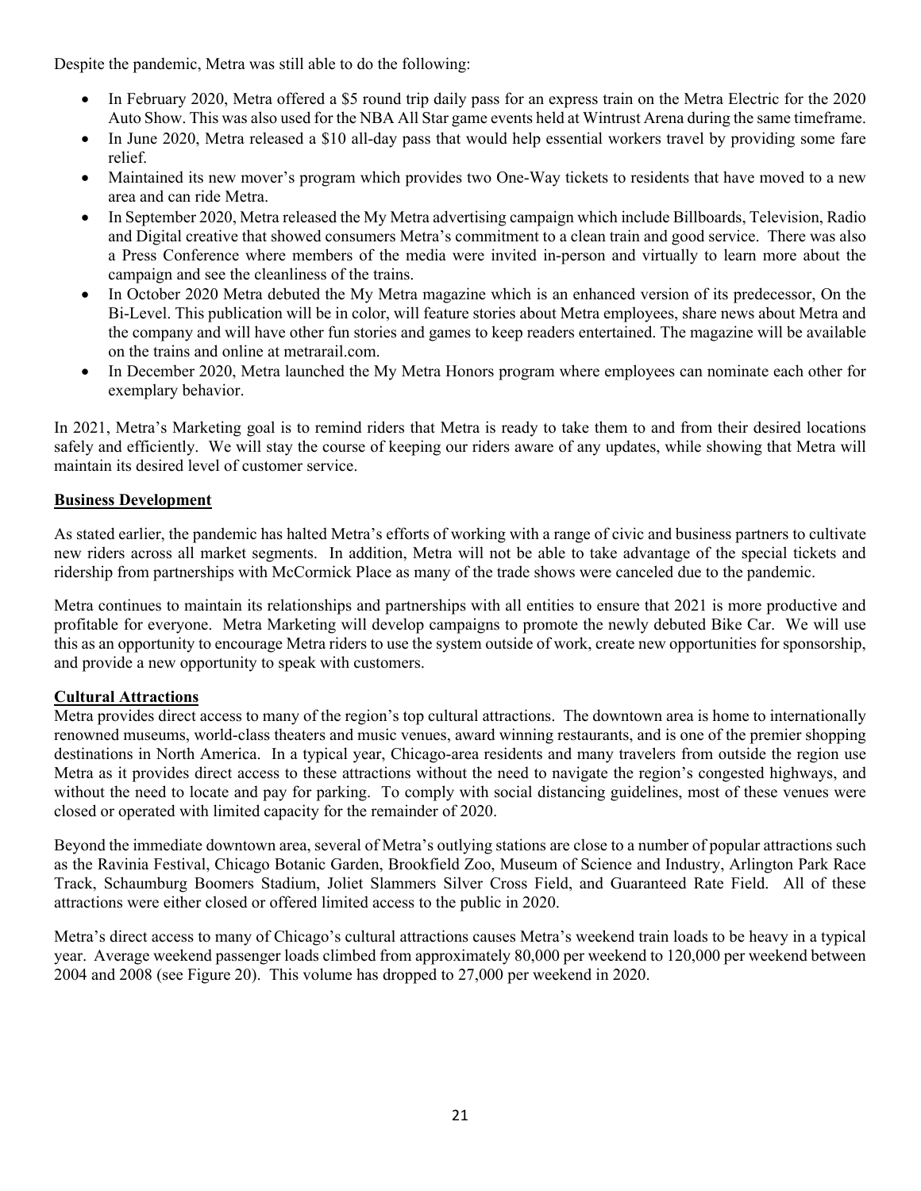Despite the pandemic, Metra was still able to do the following:

- In February 2020, Metra offered a $5 round trip daily pass for an express train on the Metra Electric for the 2020 Auto Show. This was also used for the NBA All Star game events held at Wintrust Arena during the same timeframe.
- In June 2020, Metra released a $10 all-day pass that would help essential workers travel by providing some fare relief.
- Maintained its new mover's program which provides two One-Way tickets to residents that have moved to a new area and can ride Metra.
- In September 2020, Metra released the My Metra advertising campaign which include Billboards, Television, Radio and Digital creative that showed consumers Metra's commitment to a clean train and good service. There was also a Press Conference where members of the media were invited in-person and virtually to learn more about the campaign and see the cleanliness of the trains.
- In October 2020 Metra debuted the My Metra magazine which is an enhanced version of its predecessor, On the Bi-Level. This publication will be in color, will feature stories about Metra employees, share news about Metra and the company and will have other fun stories and games to keep readers entertained. The magazine will be available on the trains and online at metrarail.com.
- In December 2020, Metra launched the My Metra Honors program where employees can nominate each other for exemplary behavior.

In 2021, Metra's Marketing goal is to remind riders that Metra is ready to take them to and from their desired locations safely and efficiently. We will stay the course of keeping our riders aware of any updates, while showing that Metra will maintain its desired level of customer service.

## Business Development

As stated earlier, the pandemic has halted Metra's efforts of working with a range of civic and business partners to cultivate new riders across all market segments. In addition, Metra will not be able to take advantage of the special tickets and ridership from partnerships with McCormick Place as many of the trade shows were canceled due to the pandemic.

Metra continues to maintain its relationships and partnerships with all entities to ensure that 2021 is more productive and profitable for everyone. Metra Marketing will develop campaigns to promote the newly debuted Bike Car. We will use this as an opportunity to encourage Metra riders to use the system outside of work, create new opportunities for sponsorship, and provide a new opportunity to speak with customers.

## Cultural Attractions

Metra provides direct access to many of the region's top cultural attractions. The downtown area is home to internationally renowned museums, world-class theaters and music venues, award winning restaurants, and is one of the premier shopping destinations in North America. In a typical year, Chicago-area residents and many travelers from outside the region use Metra as it provides direct access to these attractions without the need to navigate the region's congested highways, and without the need to locate and pay for parking. To comply with social distancing guidelines, most of these venues were closed or operated with limited capacity for the remainder of 2020.

Beyond the immediate downtown area, several of Metra's outlying stations are close to a number of popular attractions such as the Ravinia Festival, Chicago Botanic Garden, Brookfield Zoo, Museum of Science and Industry, Arlington Park Race Track, Schaumburg Boomers Stadium, Joliet Slammers Silver Cross Field, and Guaranteed Rate Field. All of these attractions were either closed or offered limited access to the public in 2020.

Metra's direct access to many of Chicago's cultural attractions causes Metra's weekend train loads to be heavy in a typical year. Average weekend passenger loads climbed from approximately 80,000 per weekend to 120,000 per weekend between 2004 and 2008 (see Figure 20). This volume has dropped to 27,000 per weekend in 2020.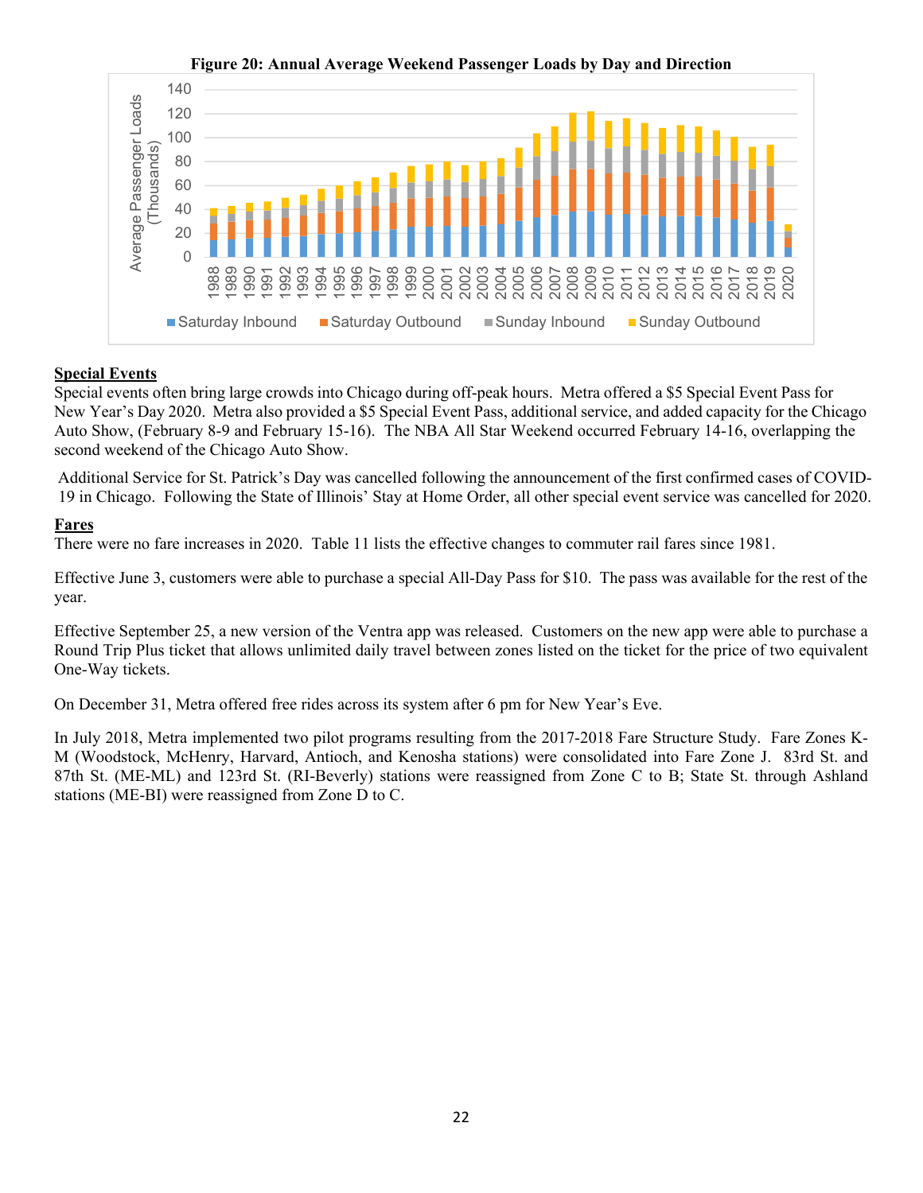**Figure 20: Annual Average Weekend Passenger Loads by Day and Direction**

## Special Events

Special events often bring large crowds into Chicago during off-peak hours. Metra offered a $5 Special Event Pass for New Year's Day 2020. Metra also provided a $5 Special Event Pass, additional service, and added capacity for the Chicago Auto Show, (February 8-9 and February 15-16). The NBA All Star Weekend occurred February 14-16, overlapping the second weekend of the Chicago Auto Show.

Additional Service for St. Patrick's Day was cancelled following the announcement of the first confirmed cases of COVID-19 in Chicago. Following the State of Illinois' Stay at Home Order, all other special event service was cancelled for 2020.

## Fares

There were no fare increases in 2020. Table 11 lists the effective changes to commuter rail fares since 1981.

Effective June 3, customers were able to purchase a special All-Day Pass for $10. The pass was available for the rest of the year.

Effective September 25, a new version of the Ventra app was released. Customers on the new app were able to purchase a Round Trip Plus ticket that allows unlimited daily travel between zones listed on the ticket for the price of two equivalent One-Way tickets.

On December 31, Metra offered free rides across its system after 6 pm for New Year's Eve.

In July 2018, Metra implemented two pilot programs resulting from the 2017-2018 Fare Structure Study. Fare Zones K-M (Woodstock, McHenry, Harvard, Antioch, and Kenosha stations) were consolidated into Fare Zone J. 83rd St. and 87th St. (ME-ML) and 123rd St. (RI-Beverly) stations were reassigned from Zone C to B; State St. through Ashland stations (ME-BI) were reassigned from Zone D to C.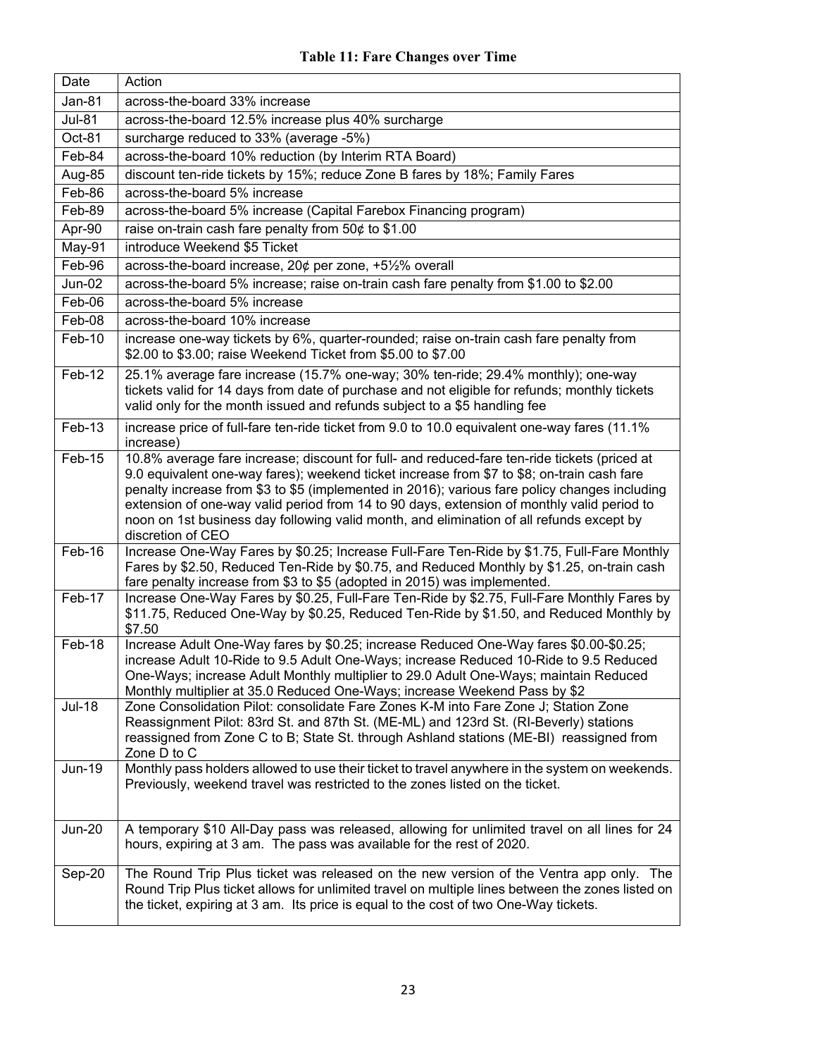**Table 11: Fare Changes over Time**

| Date | Action |
|---|---|
| Jan-81 | across-the-board 33% increase |
| Jul-81 | across-the-board 12.5% increase plus 40% surcharge |
| Oct-81 | surcharge reduced to 33% (average -5%) |
| Feb-84 | across-the-board 10% reduction (by Interim RTA Board) |
| Aug-85 | discount ten-ride tickets by 15%; reduce Zone B fares by 18%; Family Fares |
| Feb-86 | across-the-board 5% increase |
| Feb-89 | across-the-board 5% increase (Capital Farebox Financing program) |
| Apr-90 | raise on-train cash fare penalty from 50¢ to $1.00 |
| May-91 | introduce Weekend $5 Ticket |
| Feb-96 | across-the-board increase, 20¢ per zone, +5½% overall |
| Jun-02 | across-the-board 5% increase; raise on-train cash fare penalty from $1.00 to $2.00 |
| Feb-06 | across-the-board 5% increase |
| Feb-08 | across-the-board 10% increase |
| Feb-10 | increase one-way tickets by 6%, quarter-rounded; raise on-train cash fare penalty from $2.00 to $3.00; raise Weekend Ticket from $5.00 to $7.00 |
| Feb-12 | 25.1% average fare increase (15.7% one-way; 30% ten-ride; 29.4% monthly); one-way tickets valid for 14 days from date of purchase and not eligible for refunds; monthly tickets valid only for the month issued and refunds subject to a $5 handling fee |
| Feb-13 | increase price of full-fare ten-ride ticket from 9.0 to 10.0 equivalent one-way fares (11.1% increase) |
| Feb-15 | 10.8% average fare increase; discount for full- and reduced-fare ten-ride tickets (priced at 9.0 equivalent one-way fares); weekend ticket increase from $7 to $8; on-train cash fare penalty increase from $3 to $5 (implemented in 2016); various fare policy changes including extension of one-way valid period from 14 to 90 days, extension of monthly valid period to noon on 1st business day following valid month, and elimination of all refunds except by discretion of CEO |
| Feb-16 | Increase One-Way Fares by $0.25; Increase Full-Fare Ten-Ride by $1.75, Full-Fare Monthly Fares by $2.50, Reduced Ten-Ride by $0.75, and Reduced Monthly by $1.25, on-train cash fare penalty increase from $3 to $5 (adopted in 2015) was implemented. |
| Feb-17 | Increase One-Way Fares by $0.25, Full-Fare Ten-Ride by $2.75, Full-Fare Monthly Fares by $11.75, Reduced One-Way by $0.25, Reduced Ten-Ride by $1.50, and Reduced Monthly by $7.50 |
| Feb-18 | Increase Adult One-Way fares by $0.25; increase Reduced One-Way fares $0.00-$0.25; increase Adult 10-Ride to 9.5 Adult One-Ways; increase Reduced 10-Ride to 9.5 Reduced One-Ways; increase Adult Monthly multiplier to 29.0 Adult One-Ways; maintain Reduced Monthly multiplier at 35.0 Reduced One-Ways; increase Weekend Pass by $2 |
| Jul-18 | Zone Consolidation Pilot: consolidate Fare Zones K-M into Fare Zone J; Station Zone Reassignment Pilot: 83rd St. and 87th St. (ME-ML) and 123rd St. (RI-Beverly) stations reassigned from Zone C to B; State St. through Ashland stations (ME-BI) reassigned from Zone D to C |
| Jun-19 | Monthly pass holders allowed to use their ticket to travel anywhere in the system on weekends. Previously, weekend travel was restricted to the zones listed on the ticket. |
| Jun-20 | A temporary $10 All-Day pass was released, allowing for unlimited travel on all lines for 24 hours, expiring at 3 am. The pass was available for the rest of 2020. |
| Sep-20 | The Round Trip Plus ticket was released on the new version of the Ventra app only. The Round Trip Plus ticket allows for unlimited travel on multiple lines between the zones listed on the ticket, expiring at 3 am. Its price is equal to the cost of two One-Way tickets. |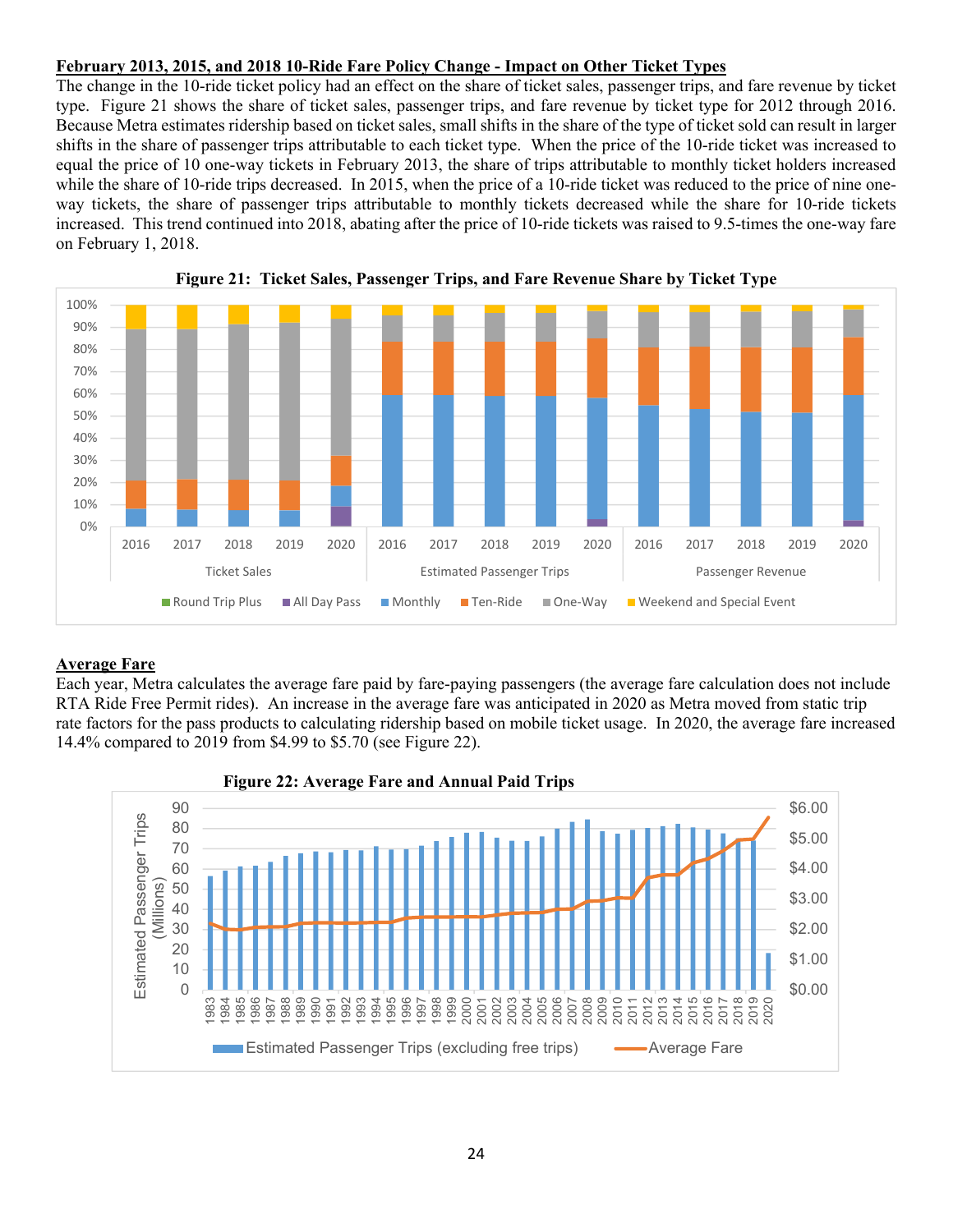**February 2013, 2015, and 2018 10-Ride Fare Policy Change - Impact on Other Ticket Types**

The change in the 10-ride ticket policy had an effect on the share of ticket sales, passenger trips, and fare revenue by ticket type. Figure 21 shows the share of ticket sales, passenger trips, and fare revenue by ticket type for 2012 through 2016. Because Metra estimates ridership based on ticket sales, small shifts in the share of the type of ticket sold can result in larger shifts in the share of passenger trips attributable to each ticket type. When the price of the 10-ride ticket was increased to equal the price of 10 one-way tickets in February 2013, the share of trips attributable to monthly ticket holders increased while the share of 10-ride trips decreased. In 2015, when the price of a 10-ride ticket was reduced to the price of nine one-way tickets, the share of passenger trips attributable to monthly tickets decreased while the share for 10-ride tickets increased. This trend continued into 2018, abating after the price of 10-ride tickets was raised to 9.5-times the one-way fare on February 1, 2018.

**Figure 21: Ticket Sales, Passenger Trips, and Fare Revenue Share by Ticket Type**

**Average Fare**

Each year, Metra calculates the average fare paid by fare-paying passengers (the average fare calculation does not include RTA Ride Free Permit rides). An increase in the average fare was anticipated in 2020 as Metra moved from static trip rate factors for the pass products to calculating ridership based on mobile ticket usage. In 2020, the average fare increased 14.4% compared to 2019 from $4.99 to $5.70 (see Figure 22).

**Figure 22: Average Fare and Annual Paid Trips**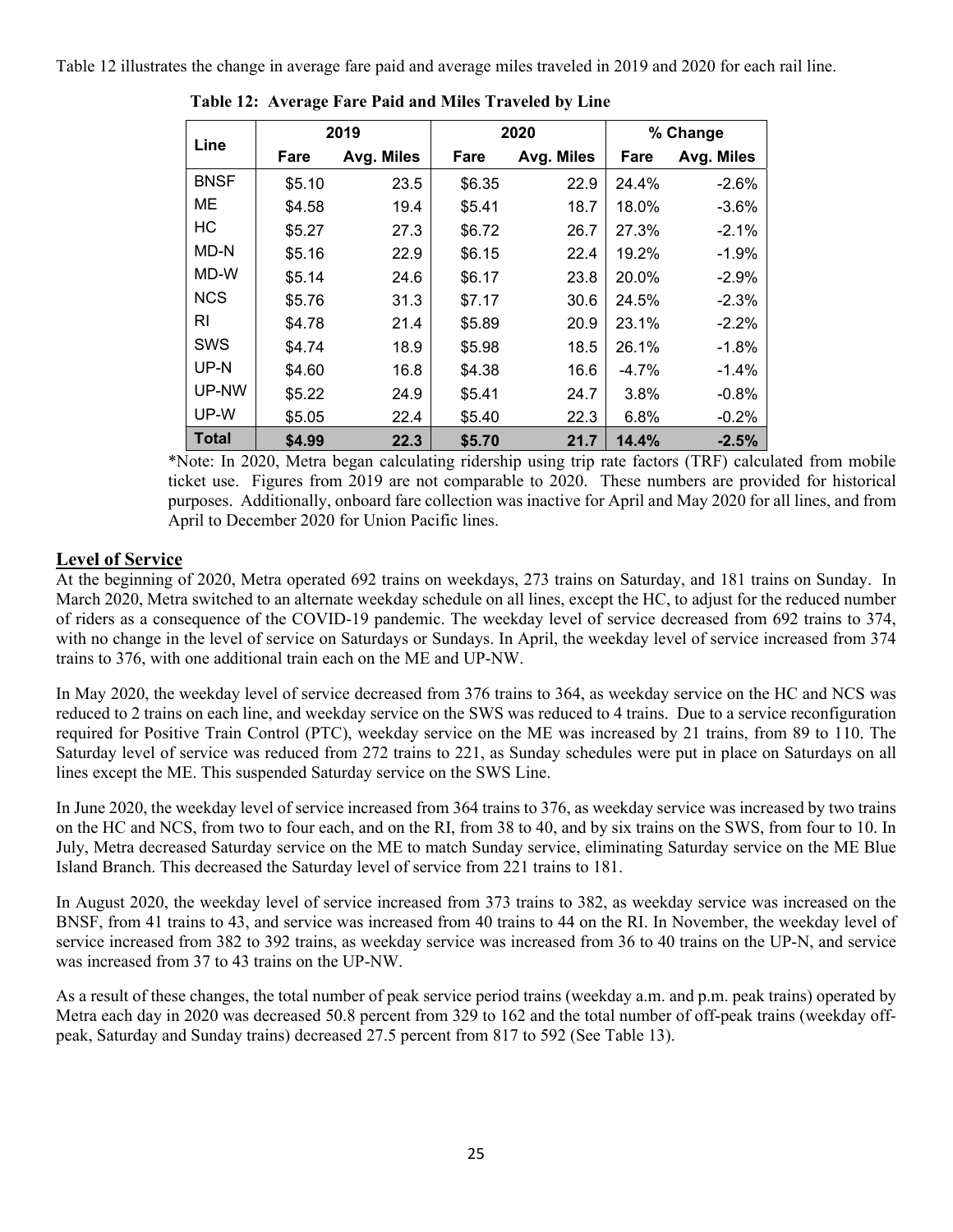Table 12 illustrates the change in average fare paid and average miles traveled in 2019 and 2020 for each rail line.

**Table 12: Average Fare Paid and Miles Traveled by Line**

| Line | 2019 | | 2020 | | % Change | |
|---|---|---|---|---|---|---|
| | Fare | Avg. Miles | Fare | Avg. Miles | Fare | Avg. Miles |
| BNSF | $5.10 | 23.5 | $6.35 | 22.9 | 24.4% | -2.6% |
| ME | $4.58 | 19.4 | $5.41 | 18.7 | 18.0% | -3.6% |
| HC | $5.27 | 27.3 | $6.72 | 26.7 | 27.3% | -2.1% |
| MD-N | $5.16 | 22.9 | $6.15 | 22.4 | 19.2% | -1.9% |
| MD-W | $5.14 | 24.6 | $6.17 | 23.8 | 20.0% | -2.9% |
| NCS | $5.76 | 31.3 | $7.17 | 30.6 | 24.5% | -2.3% |
| RI | $4.78 | 21.4 | $5.89 | 20.9 | 23.1% | -2.2% |
| SWS | $4.74 | 18.9 | $5.98 | 18.5 | 26.1% | -1.8% |
| UP-N | $4.60 | 16.8 | $4.38 | 16.6 | -4.7% | -1.4% |
| UP-NW | $5.22 | 24.9 | $5.41 | 24.7 | 3.8% | -0.8% |
| UP-W | $5.05 | 22.4 | $5.40 | 22.3 | 6.8% | -0.2% |
| **Total** | **$4.99** | **22.3** | **$5.70** | **21.7** | **14.4%** | **-2.5%** |

*Note: In 2020, Metra began calculating ridership using trip rate factors (TRF) calculated from mobile ticket use. Figures from 2019 are not comparable to 2020. These numbers are provided for historical purposes. Additionally, onboard fare collection was inactive for April and May 2020 for all lines, and from April to December 2020 for Union Pacific lines.

## Level of Service

At the beginning of 2020, Metra operated 692 trains on weekdays, 273 trains on Saturday, and 181 trains on Sunday. In March 2020, Metra switched to an alternate weekday schedule on all lines, except the HC, to adjust for the reduced number of riders as a consequence of the COVID-19 pandemic. The weekday level of service decreased from 692 trains to 374, with no change in the level of service on Saturdays or Sundays. In April, the weekday level of service increased from 374 trains to 376, with one additional train each on the ME and UP-NW.

In May 2020, the weekday level of service decreased from 376 trains to 364, as weekday service on the HC and NCS was reduced to 2 trains on each line, and weekday service on the SWS was reduced to 4 trains. Due to a service reconfiguration required for Positive Train Control (PTC), weekday service on the ME was increased by 21 trains, from 89 to 110. The Saturday level of service was reduced from 272 trains to 221, as Sunday schedules were put in place on Saturdays on all lines except the ME. This suspended Saturday service on the SWS Line.

In June 2020, the weekday level of service increased from 364 trains to 376, as weekday service was increased by two trains on the HC and NCS, from two to four each, and on the RI, from 38 to 40, and by six trains on the SWS, from four to 10. In July, Metra decreased Saturday service on the ME to match Sunday service, eliminating Saturday service on the ME Blue Island Branch. This decreased the Saturday level of service from 221 trains to 181.

In August 2020, the weekday level of service increased from 373 trains to 382, as weekday service was increased on the BNSF, from 41 trains to 43, and service was increased from 40 trains to 44 on the RI. In November, the weekday level of service increased from 382 to 392 trains, as weekday service was increased from 36 to 40 trains on the UP-N, and service was increased from 37 to 43 trains on the UP-NW.

As a result of these changes, the total number of peak service period trains (weekday a.m. and p.m. peak trains) operated by Metra each day in 2020 was decreased 50.8 percent from 329 to 162 and the total number of off-peak trains (weekday off-peak, Saturday and Sunday trains) decreased 27.5 percent from 817 to 592 (See Table 13).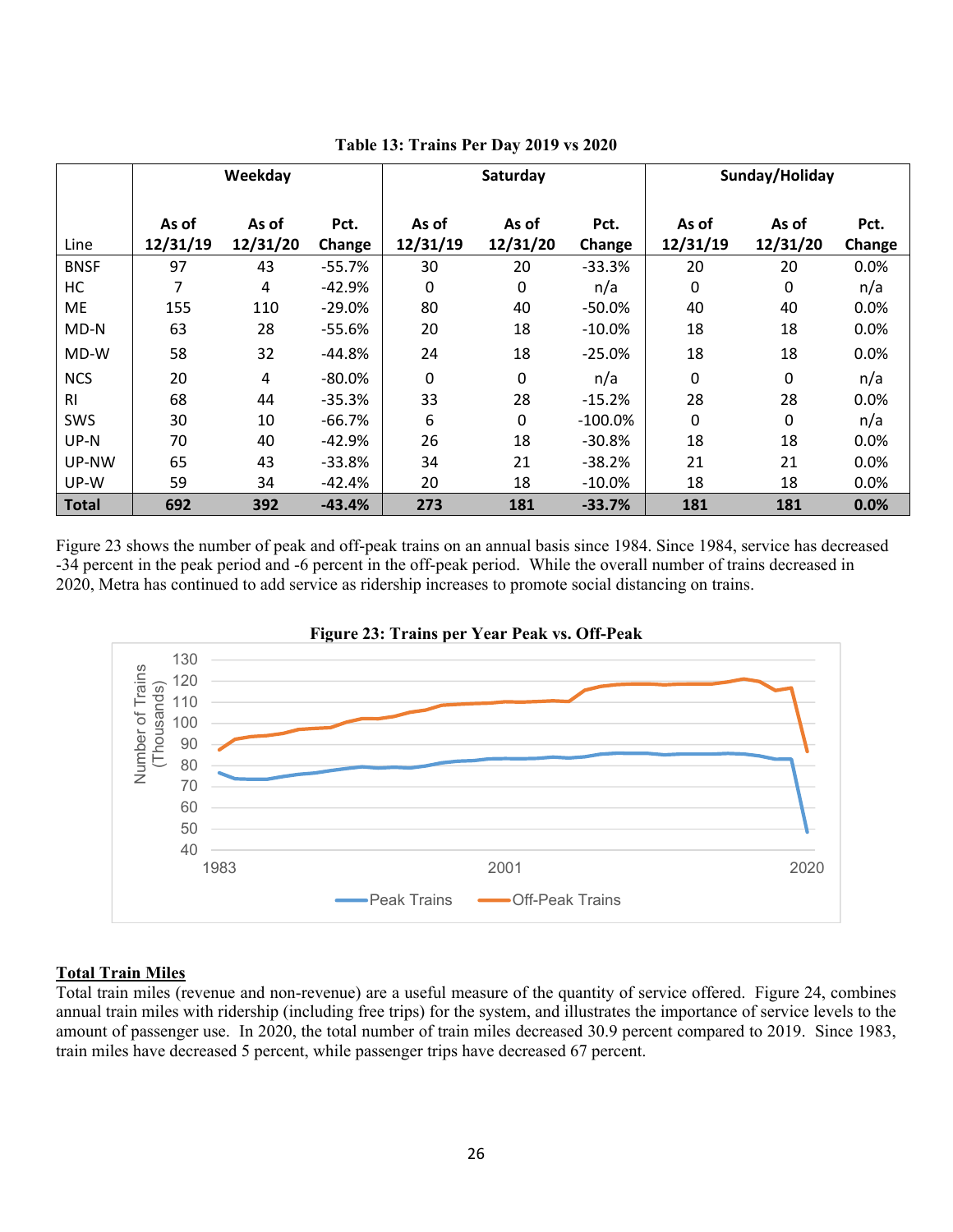**Table 13: Trains Per Day 2019 vs 2020**

| | Weekday | | | Saturday | | | Sunday/Holiday | | |
|---|---|---|---|---|---|---|---|---|---|
| Line | As of 12/31/19 | As of 12/31/20 | Pct. Change | As of 12/31/19 | As of 12/31/20 | Pct. Change | As of 12/31/19 | As of 12/31/20 | Pct. Change |
| BNSF | 97 | 43 | -55.7% | 30 | 20 | -33.3% | 20 | 20 | 0.0% |
| HC | 7 | 4 | -42.9% | 0 | 0 | n/a | 0 | 0 | n/a |
| ME | 155 | 110 | -29.0% | 80 | 40 | -50.0% | 40 | 40 | 0.0% |
| MD-N | 63 | 28 | -55.6% | 20 | 18 | -10.0% | 18 | 18 | 0.0% |
| MD-W | 58 | 32 | -44.8% | 24 | 18 | -25.0% | 18 | 18 | 0.0% |
| NCS | 20 | 4 | -80.0% | 0 | 0 | n/a | 0 | 0 | n/a |
| RI | 68 | 44 | -35.3% | 33 | 28 | -15.2% | 28 | 28 | 0.0% |
| SWS | 30 | 10 | -66.7% | 6 | 0 | -100.0% | 0 | 0 | n/a |
| UP-N | 70 | 40 | -42.9% | 26 | 18 | -30.8% | 18 | 18 | 0.0% |
| UP-NW | 65 | 43 | -33.8% | 34 | 21 | -38.2% | 21 | 21 | 0.0% |
| UP-W | 59 | 34 | -42.4% | 20 | 18 | -10.0% | 18 | 18 | 0.0% |
| **Total** | **692** | **392** | **-43.4%** | **273** | **181** | **-33.7%** | **181** | **181** | **0.0%** |

Figure 23 shows the number of peak and off-peak trains on an annual basis since 1984. Since 1984, service has decreased -34 percent in the peak period and -6 percent in the off-peak period. While the overall number of trains decreased in 2020, Metra has continued to add service as ridership increases to promote social distancing on trains.

**Figure 23: Trains per Year Peak vs. Off-Peak**

## Total Train Miles

Total train miles (revenue and non-revenue) are a useful measure of the quantity of service offered. Figure 24, combines annual train miles with ridership (including free trips) for the system, and illustrates the importance of service levels to the amount of passenger use. In 2020, the total number of train miles decreased 30.9 percent compared to 2019. Since 1983, train miles have decreased 5 percent, while passenger trips have decreased 67 percent.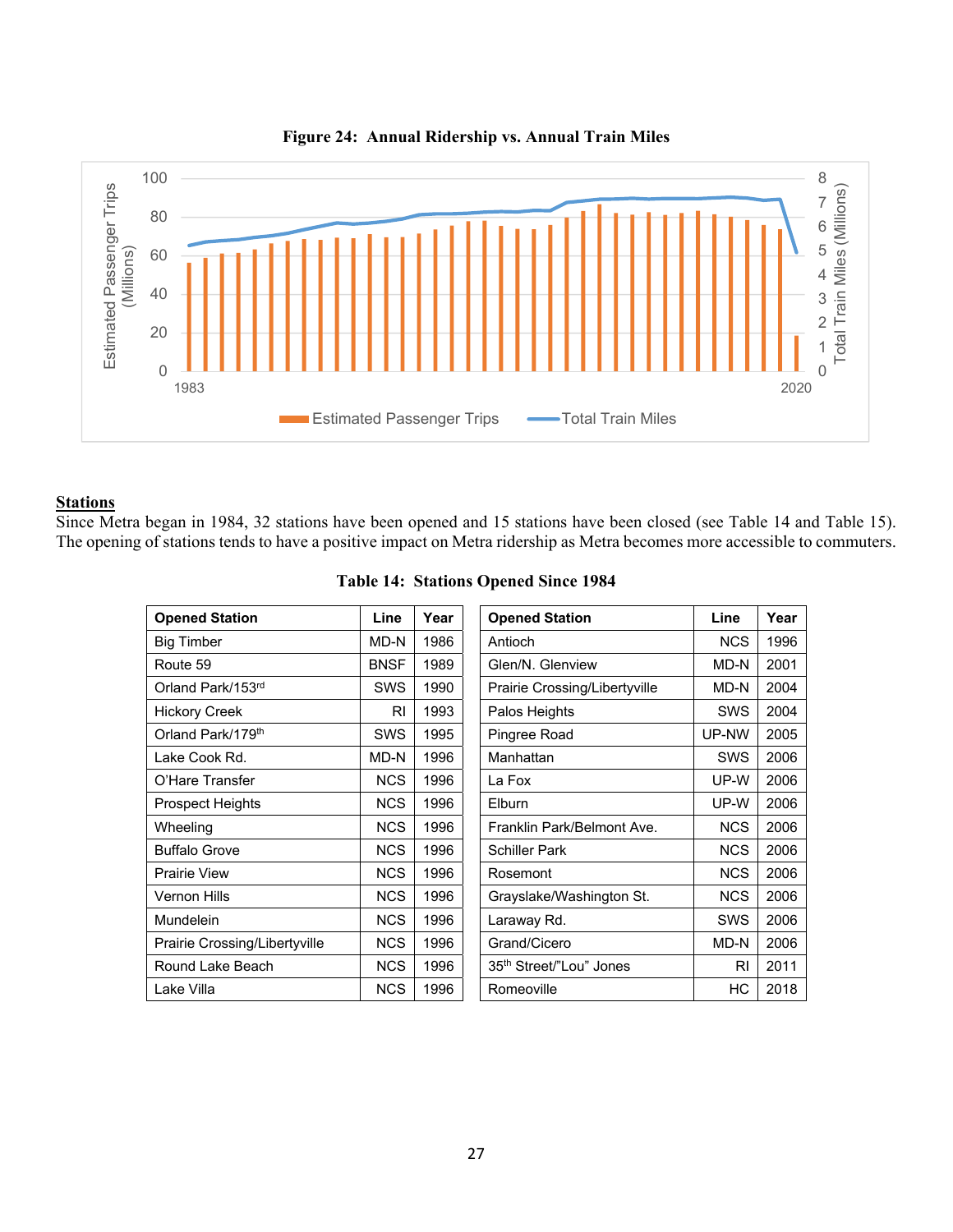**Figure 24: Annual Ridership vs. Annual Train Miles**

## Stations

Since Metra began in 1984, 32 stations have been opened and 15 stations have been closed (see Table 14 and Table 15). The opening of stations tends to have a positive impact on Metra ridership as Metra becomes more accessible to commuters.

**Table 14: Stations Opened Since 1984**

| Opened Station | Line | Year |
|---|---|---|
| Big Timber | MD-N | 1986 |
| Route 59 | BNSF | 1989 |
| Orland Park/153rd | SWS | 1990 |
| Hickory Creek | RI | 1993 |
| Orland Park/179th | SWS | 1995 |
| Lake Cook Rd. | MD-N | 1996 |
| O'Hare Transfer | NCS | 1996 |
| Prospect Heights | NCS | 1996 |
| Wheeling | NCS | 1996 |
| Buffalo Grove | NCS | 1996 |
| Prairie View | NCS | 1996 |
| Vernon Hills | NCS | 1996 |
| Mundelein | NCS | 1996 |
| Prairie Crossing/Libertyville | NCS | 1996 |
| Round Lake Beach | NCS | 1996 |
| Lake Villa | NCS | 1996 |
| Antioch | NCS | 1996 |
| Glen/N. Glenview | MD-N | 2001 |
| Prairie Crossing/Libertyville | MD-N | 2004 |
| Palos Heights | SWS | 2004 |
| Pingree Road | UP-NW | 2005 |
| Manhattan | SWS | 2006 |
| La Fox | UP-W | 2006 |
| Elburn | UP-W | 2006 |
| Franklin Park/Belmont Ave. | NCS | 2006 |
| Schiller Park | NCS | 2006 |
| Rosemont | NCS | 2006 |
| Grayslake/Washington St. | NCS | 2006 |
| Laraway Rd. | SWS | 2006 |
| Grand/Cicero | MD-N | 2006 |
| 35th Street/"Lou" Jones | RI | 2011 |
| Romeoville | HC | 2018 |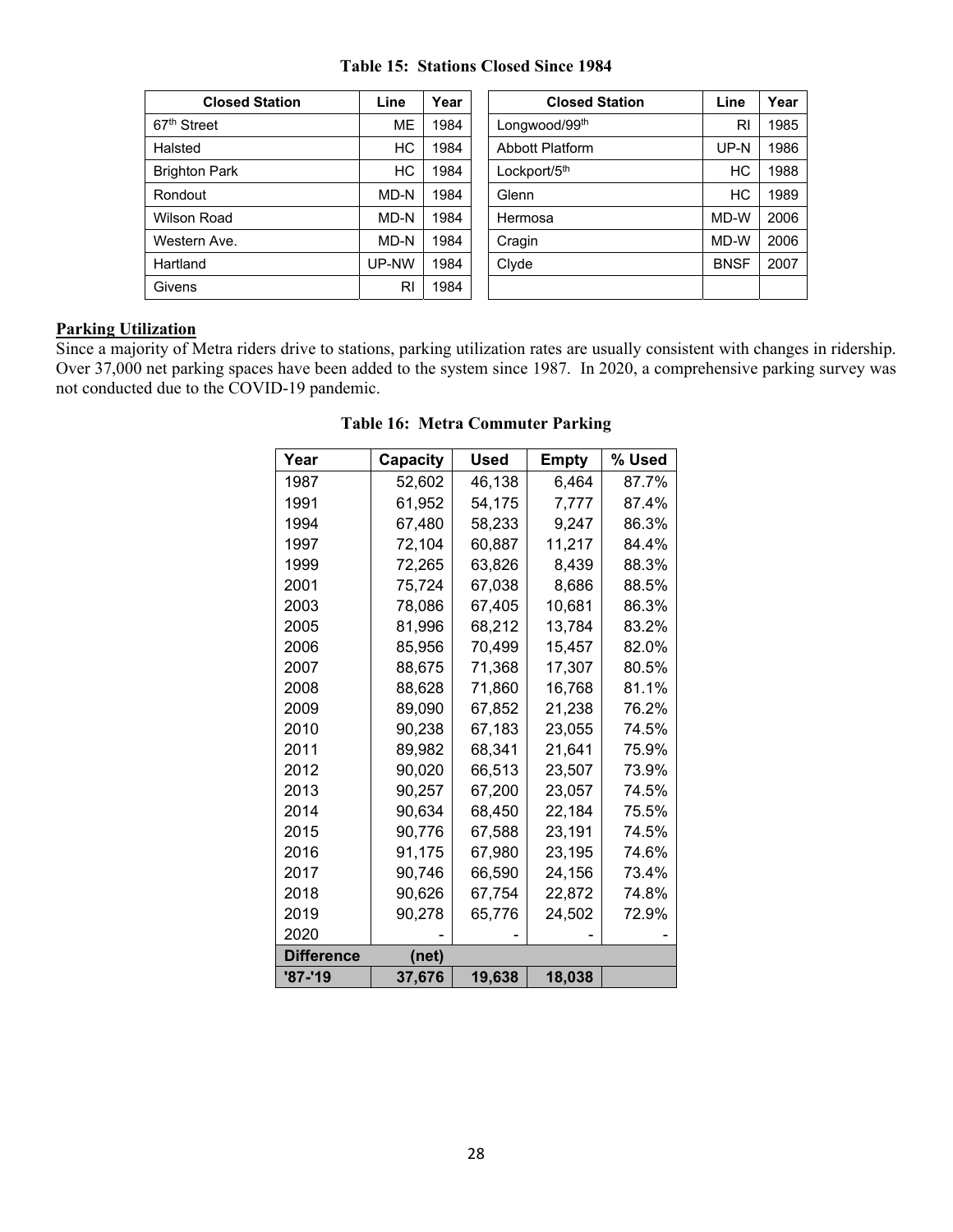**Table 15: Stations Closed Since 1984**

| Closed Station | Line | Year | Closed Station | Line | Year |
|---|---|---|---|---|---|
| 67th Street | ME | 1984 | Longwood/99th | RI | 1985 |
| Halsted | HC | 1984 | Abbott Platform | UP-N | 1986 |
| Brighton Park | HC | 1984 | Lockport/5th | HC | 1988 |
| Rondout | MD-N | 1984 | Glenn | HC | 1989 |
| Wilson Road | MD-N | 1984 | Hermosa | MD-W | 2006 |
| Western Ave. | MD-N | 1984 | Cragin | MD-W | 2006 |
| Hartland | UP-NW | 1984 | Clyde | BNSF | 2007 |
| Givens | RI | 1984 | | | |

## Parking Utilization

Since a majority of Metra riders drive to stations, parking utilization rates are usually consistent with changes in ridership. Over 37,000 net parking spaces have been added to the system since 1987. In 2020, a comprehensive parking survey was not conducted due to the COVID-19 pandemic.

**Table 16: Metra Commuter Parking**

| Year | Capacity | Used | Empty | % Used |
|---|---|---|---|---|
| 1987 | 52,602 | 46,138 | 6,464 | 87.7% |
| 1991 | 61,952 | 54,175 | 7,777 | 87.4% |
| 1994 | 67,480 | 58,233 | 9,247 | 86.3% |
| 1997 | 72,104 | 60,887 | 11,217 | 84.4% |
| 1999 | 72,265 | 63,826 | 8,439 | 88.3% |
| 2001 | 75,724 | 67,038 | 8,686 | 88.5% |
| 2003 | 78,086 | 67,405 | 10,681 | 86.3% |
| 2005 | 81,996 | 68,212 | 13,784 | 83.2% |
| 2006 | 85,956 | 70,499 | 15,457 | 82.0% |
| 2007 | 88,675 | 71,368 | 17,307 | 80.5% |
| 2008 | 88,628 | 71,860 | 16,768 | 81.1% |
| 2009 | 89,090 | 67,852 | 21,238 | 76.2% |
| 2010 | 90,238 | 67,183 | 23,055 | 74.5% |
| 2011 | 89,982 | 68,341 | 21,641 | 75.9% |
| 2012 | 90,020 | 66,513 | 23,507 | 73.9% |
| 2013 | 90,257 | 67,200 | 23,057 | 74.5% |
| 2014 | 90,634 | 68,450 | 22,184 | 75.5% |
| 2015 | 90,776 | 67,588 | 23,191 | 74.5% |
| 2016 | 91,175 | 67,980 | 23,195 | 74.6% |
| 2017 | 90,746 | 66,590 | 24,156 | 73.4% |
| 2018 | 90,626 | 67,754 | 22,872 | 74.8% |
| 2019 | 90,278 | 65,776 | 24,502 | 72.9% |
| 2020 | - | - | - | - |
| **Difference** | **(net)** | | | |
| **'87-'19** | **37,676** | **19,638** | **18,038** | |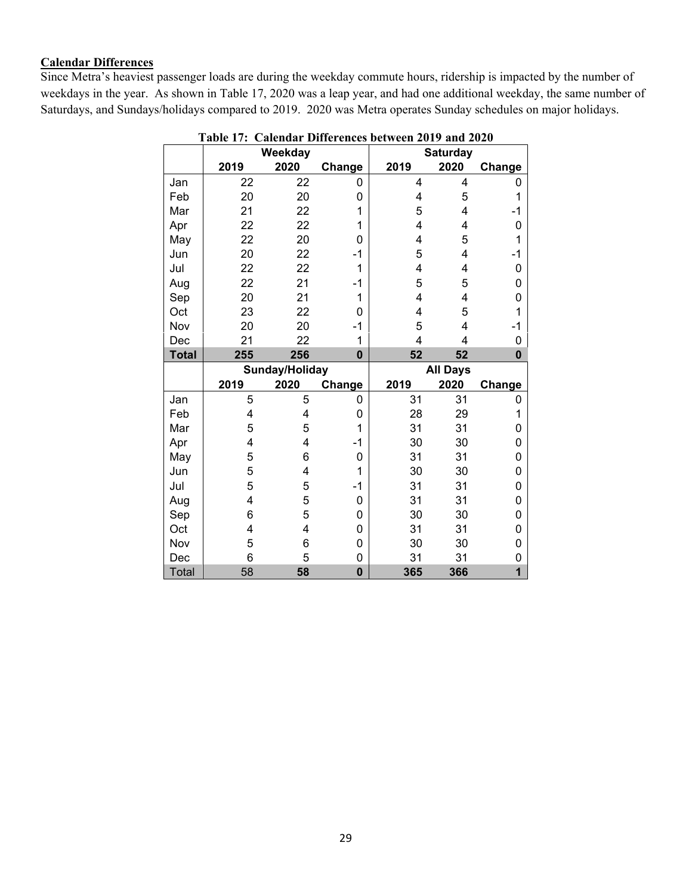**Calendar Differences**

Since Metra's heaviest passenger loads are during the weekday commute hours, ridership is impacted by the number of weekdays in the year. As shown in Table 17, 2020 was a leap year, and had one additional weekday, the same number of Saturdays, and Sundays/holidays compared to 2019. 2020 was Metra operates Sunday schedules on major holidays.

**Table 17: Calendar Differences between 2019 and 2020**

| | Weekday | | | Saturday | | |
|---|---|---|---|---|---|---|
| | 2019 | 2020 | Change | 2019 | 2020 | Change |
| Jan | 22 | 22 | 0 | 4 | 4 | 0 |
| Feb | 20 | 20 | 0 | 4 | 5 | 1 |
| Mar | 21 | 22 | 1 | 5 | 4 | -1 |
| Apr | 22 | 22 | 1 | 4 | 4 | 0 |
| May | 22 | 20 | 0 | 4 | 5 | 1 |
| Jun | 20 | 22 | -1 | 5 | 4 | -1 |
| Jul | 22 | 22 | 1 | 4 | 4 | 0 |
| Aug | 22 | 21 | -1 | 5 | 5 | 0 |
| Sep | 20 | 21 | 1 | 4 | 4 | 0 |
| Oct | 23 | 22 | 0 | 4 | 5 | 1 |
| Nov | 20 | 20 | -1 | 5 | 4 | -1 |
| Dec | 21 | 22 | 1 | 4 | 4 | 0 |
| **Total** | **255** | **256** | **0** | **52** | **52** | **0** |
| | **Sunday/Holiday** | | | **All Days** | | |
| | **2019** | **2020** | **Change** | **2019** | **2020** | **Change** |
| Jan | 5 | 5 | 0 | 31 | 31 | 0 |
| Feb | 4 | 4 | 0 | 28 | 29 | 1 |
| Mar | 5 | 5 | 1 | 31 | 31 | 0 |
| Apr | 4 | 4 | -1 | 30 | 30 | 0 |
| May | 5 | 6 | 0 | 31 | 31 | 0 |
| Jun | 5 | 4 | 1 | 30 | 30 | 0 |
| Jul | 5 | 5 | -1 | 31 | 31 | 0 |
| Aug | 4 | 5 | 0 | 31 | 31 | 0 |
| Sep | 6 | 5 | 0 | 30 | 30 | 0 |
| Oct | 4 | 4 | 0 | 31 | 31 | 0 |
| Nov | 5 | 6 | 0 | 30 | 30 | 0 |
| Dec | 6 | 5 | 0 | 31 | 31 | 0 |
| Total | 58 | **58** | **0** | **365** | **366** | **1** |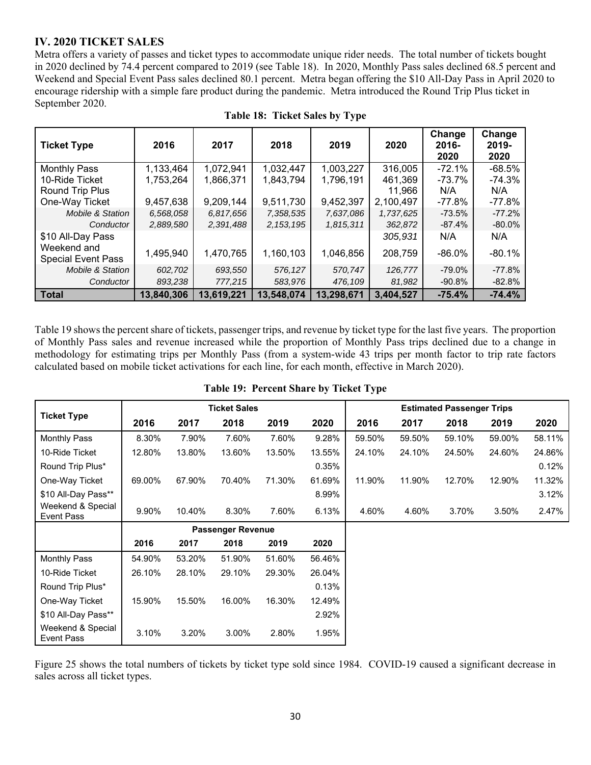## IV. 2020 TICKET SALES

Metra offers a variety of passes and ticket types to accommodate unique rider needs. The total number of tickets bought in 2020 declined by 74.4 percent compared to 2019 (see Table 18). In 2020, Monthly Pass sales declined 68.5 percent and Weekend and Special Event Pass sales declined 80.1 percent. Metra began offering the $10 All-Day Pass in April 2020 to encourage ridership with a simple fare product during the pandemic. Metra introduced the Round Trip Plus ticket in September 2020.

**Table 18: Ticket Sales by Type**

| Ticket Type | 2016 | 2017 | 2018 | 2019 | 2020 | Change 2016-2020 | Change 2019-2020 |
|---|---|---|---|---|---|---|---|
| Monthly Pass | 1,133,464 | 1,072,941 | 1,032,447 | 1,003,227 | 316,005 | -72.1% | -68.5% |
| 10-Ride Ticket | 1,753,264 | 1,866,371 | 1,843,794 | 1,796,191 | 461,369 | -73.7% | -74.3% |
| Round Trip Plus | | | | | 11,966 | N/A | N/A |
| One-Way Ticket | 9,457,638 | 9,209,144 | 9,511,730 | 9,452,397 | 2,100,497 | -77.8% | -77.8% |
| *Mobile & Station* | *6,568,058* | *6,817,656* | *7,358,535* | *7,637,086* | *1,737,625* | -73.5% | -77.2% |
| *Conductor* | *2,889,580* | *2,391,488* | *2,153,195* | *1,815,311* | *362,872* | -87.4% | -80.0% |
| $10 All-Day Pass | | | | | *305,931* | N/A | N/A |
| Weekend and Special Event Pass | 1,495,940 | 1,470,765 | 1,160,103 | 1,046,856 | 208,759 | -86.0% | -80.1% |
| *Mobile & Station* | *602,702* | *693,550* | *576,127* | *570,747* | *126,777* | -79.0% | -77.8% |
| *Conductor* | *893,238* | *777,215* | *583,976* | *476,109* | *81,982* | -90.8% | -82.8% |
| **Total** | **13,840,306** | **13,619,221** | **13,548,074** | **13,298,671** | **3,404,527** | **-75.4%** | **-74.4%** |

Table 19 shows the percent share of tickets, passenger trips, and revenue by ticket type for the last five years. The proportion of Monthly Pass sales and revenue increased while the proportion of Monthly Pass trips declined due to a change in methodology for estimating trips per Monthly Pass (from a system-wide 43 trips per month factor to trip rate factors calculated based on mobile ticket activations for each line, for each month, effective in March 2020).

**Table 19: Percent Share by Ticket Type**

| Ticket Type | Ticket Sales | | | | | Estimated Passenger Trips | | | | |
|---|---|---|---|---|---|---|---|---|---|---|
| | 2016 | 2017 | 2018 | 2019 | 2020 | 2016 | 2017 | 2018 | 2019 | 2020 |
| Monthly Pass | 8.30% | 7.90% | 7.60% | 7.60% | 9.28% | 59.50% | 59.50% | 59.10% | 59.00% | 58.11% |
| 10-Ride Ticket | 12.80% | 13.80% | 13.60% | 13.50% | 13.55% | 24.10% | 24.10% | 24.50% | 24.60% | 24.86% |
| Round Trip Plus* | | | | | 0.35% | | | | | 0.12% |
| One-Way Ticket | 69.00% | 67.90% | 70.40% | 71.30% | 61.69% | 11.90% | 11.90% | 12.70% | 12.90% | 11.32% |
| $10 All-Day Pass** | | | | | 8.99% | | | | | 3.12% |
| Weekend & Special Event Pass | 9.90% | 10.40% | 8.30% | 7.60% | 6.13% | 4.60% | 4.60% | 3.70% | 3.50% | 2.47% |

| | Passenger Revenue | | | | |
|---|---|---|---|---|---|
| | 2016 | 2017 | 2018 | 2019 | 2020 |
| Monthly Pass | 54.90% | 53.20% | 51.90% | 51.60% | 56.46% |
| 10-Ride Ticket | 26.10% | 28.10% | 29.10% | 29.30% | 26.04% |
| Round Trip Plus* | | | | | 0.13% |
| One-Way Ticket | 15.90% | 15.50% | 16.00% | 16.30% | 12.49% |
| $10 All-Day Pass** | | | | | 2.92% |
| Weekend & Special Event Pass | 3.10% | 3.20% | 3.00% | 2.80% | 1.95% |

Figure 25 shows the total numbers of tickets by ticket type sold since 1984. COVID-19 caused a significant decrease in sales across all ticket types.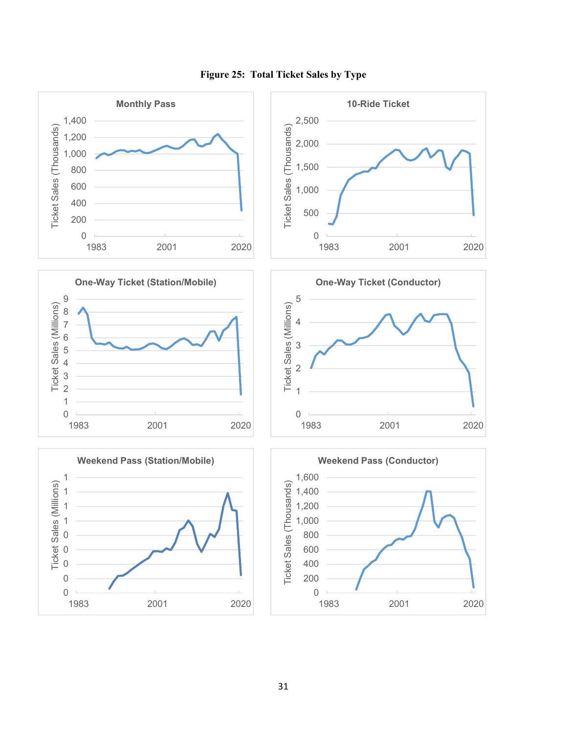**Figure 25: Total Ticket Sales by Type**

**Monthly Pass**

Ticket Sales (Thousands): 0, 200, 400, 600, 800, 1,000, 1,200, 1,400

1983, 2001, 2020

**10-Ride Ticket**

Ticket Sales (Thousands): 0, 500, 1,000, 1,500, 2,000, 2,500

1983, 2001, 2020

**One-Way Ticket (Station/Mobile)**

Ticket Sales (Millions): 0, 1, 2, 3, 4, 5, 6, 7, 8, 9

1983, 2001, 2020

**One-Way Ticket (Conductor)**

Ticket Sales (Millions): 0, 1, 2, 3, 4, 5

1983, 2001, 2020

**Weekend Pass (Station/Mobile)**

Ticket Sales (Millions): 0, 0, 0, 0, 0, 1, 1, 1, 1

1983, 2001, 2020

**Weekend Pass (Conductor)**

Ticket Sales (Thousands): 0, 200, 400, 600, 800, 1,000, 1,200, 1,400, 1,600

1983, 2001, 2020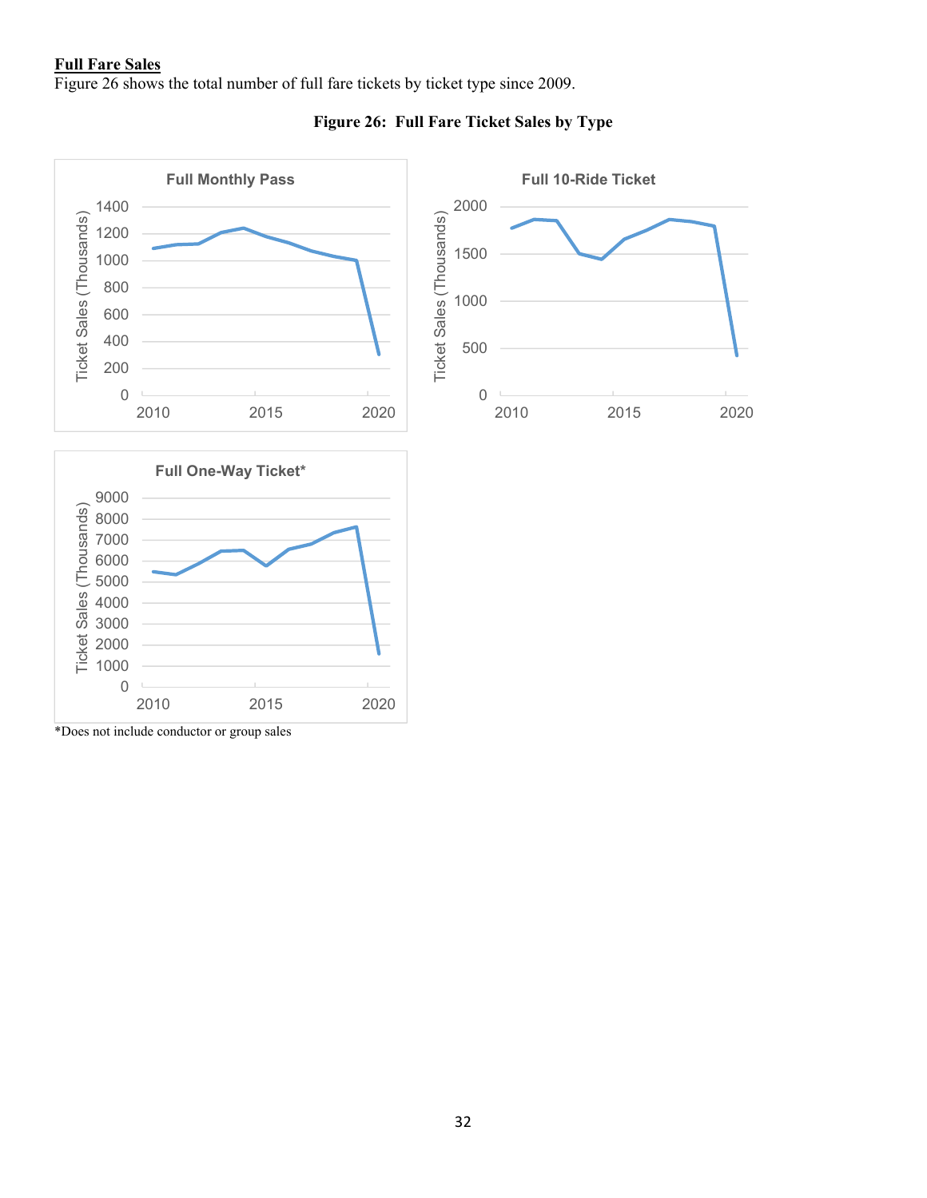**Full Fare Sales**

Figure 26 shows the total number of full fare tickets by ticket type since 2009.

**Figure 26: Full Fare Ticket Sales by Type**

*Does not include conductor or group sales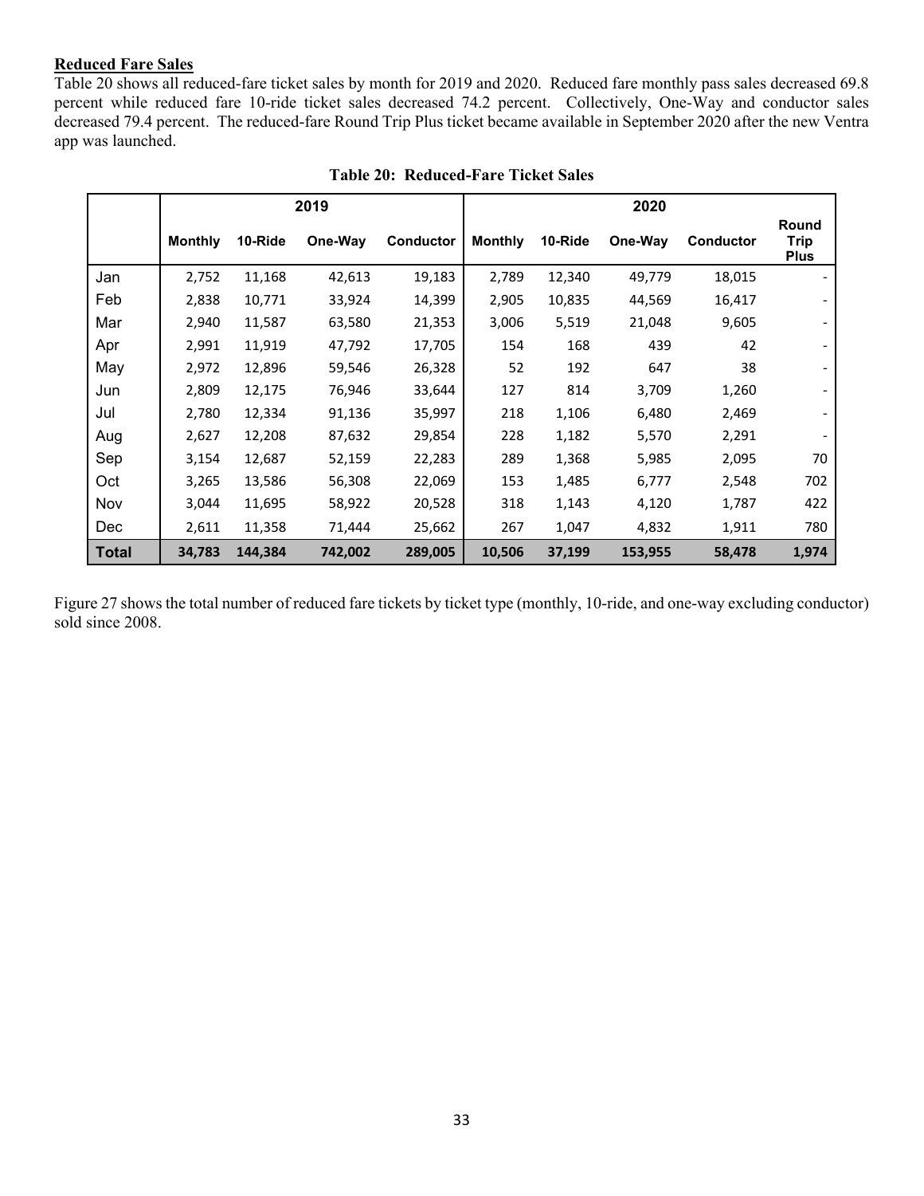**Reduced Fare Sales**

Table 20 shows all reduced-fare ticket sales by month for 2019 and 2020. Reduced fare monthly pass sales decreased 69.8 percent while reduced fare 10-ride ticket sales decreased 74.2 percent. Collectively, One-Way and conductor sales decreased 79.4 percent. The reduced-fare Round Trip Plus ticket became available in September 2020 after the new Ventra app was launched.

**Table 20: Reduced-Fare Ticket Sales**

| | 2019 | | | | 2020 | | | | |
|---|---|---|---|---|---|---|---|---|---|
| | Monthly | 10-Ride | One-Way | Conductor | Monthly | 10-Ride | One-Way | Conductor | Round Trip Plus |
| Jan | 2,752 | 11,168 | 42,613 | 19,183 | 2,789 | 12,340 | 49,779 | 18,015 | - |
| Feb | 2,838 | 10,771 | 33,924 | 14,399 | 2,905 | 10,835 | 44,569 | 16,417 | - |
| Mar | 2,940 | 11,587 | 63,580 | 21,353 | 3,006 | 5,519 | 21,048 | 9,605 | - |
| Apr | 2,991 | 11,919 | 47,792 | 17,705 | 154 | 168 | 439 | 42 | - |
| May | 2,972 | 12,896 | 59,546 | 26,328 | 52 | 192 | 647 | 38 | - |
| Jun | 2,809 | 12,175 | 76,946 | 33,644 | 127 | 814 | 3,709 | 1,260 | - |
| Jul | 2,780 | 12,334 | 91,136 | 35,997 | 218 | 1,106 | 6,480 | 2,469 | - |
| Aug | 2,627 | 12,208 | 87,632 | 29,854 | 228 | 1,182 | 5,570 | 2,291 | - |
| Sep | 3,154 | 12,687 | 52,159 | 22,283 | 289 | 1,368 | 5,985 | 2,095 | 70 |
| Oct | 3,265 | 13,586 | 56,308 | 22,069 | 153 | 1,485 | 6,777 | 2,548 | 702 |
| Nov | 3,044 | 11,695 | 58,922 | 20,528 | 318 | 1,143 | 4,120 | 1,787 | 422 |
| Dec | 2,611 | 11,358 | 71,444 | 25,662 | 267 | 1,047 | 4,832 | 1,911 | 780 |
| **Total** | **34,783** | **144,384** | **742,002** | **289,005** | **10,506** | **37,199** | **153,955** | **58,478** | **1,974** |

Figure 27 shows the total number of reduced fare tickets by ticket type (monthly, 10-ride, and one-way excluding conductor) sold since 2008.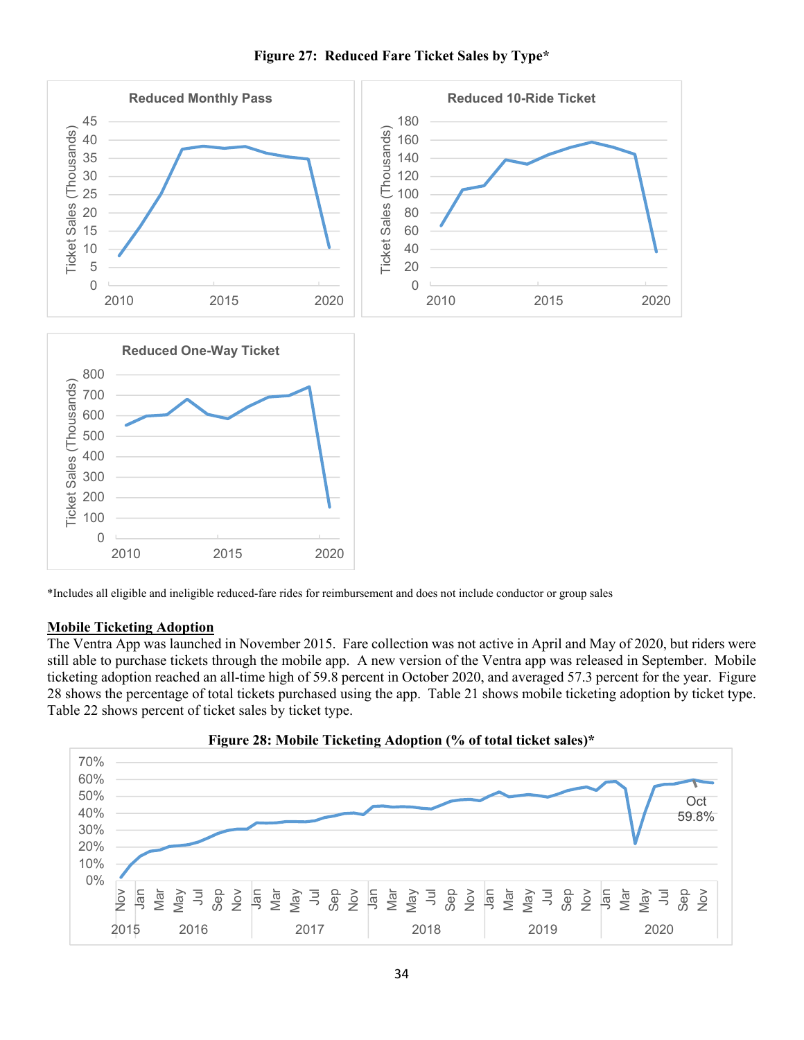**Figure 27: Reduced Fare Ticket Sales by Type***

*Includes all eligible and ineligible reduced-fare rides for reimbursement and does not include conductor or group sales

**Mobile Ticketing Adoption**

The Ventra App was launched in November 2015. Fare collection was not active in April and May of 2020, but riders were still able to purchase tickets through the mobile app. A new version of the Ventra app was released in September. Mobile ticketing adoption reached an all-time high of 59.8 percent in October 2020, and averaged 57.3 percent for the year. Figure 28 shows the percentage of total tickets purchased using the app. Table 21 shows mobile ticketing adoption by ticket type. Table 22 shows percent of ticket sales by ticket type.

**Figure 28: Mobile Ticketing Adoption (% of total ticket sales)***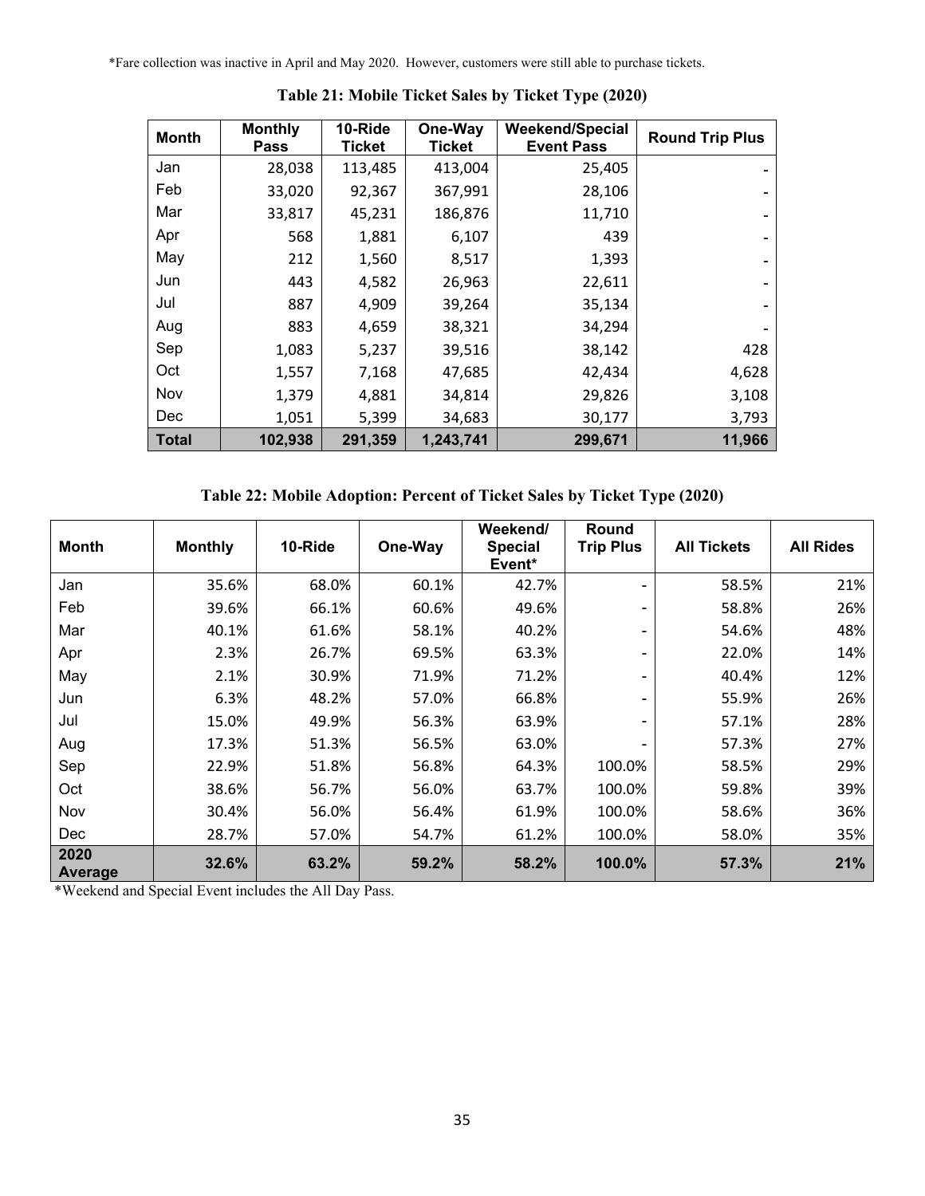*Fare collection was inactive in April and May 2020. However, customers were still able to purchase tickets.

**Table 21: Mobile Ticket Sales by Ticket Type (2020)**

| Month | Monthly Pass | 10-Ride Ticket | One-Way Ticket | Weekend/Special Event Pass | Round Trip Plus |
|---|---|---|---|---|---|
| Jan | 28,038 | 113,485 | 413,004 | 25,405 | - |
| Feb | 33,020 | 92,367 | 367,991 | 28,106 | - |
| Mar | 33,817 | 45,231 | 186,876 | 11,710 | - |
| Apr | 568 | 1,881 | 6,107 | 439 | - |
| May | 212 | 1,560 | 8,517 | 1,393 | - |
| Jun | 443 | 4,582 | 26,963 | 22,611 | - |
| Jul | 887 | 4,909 | 39,264 | 35,134 | - |
| Aug | 883 | 4,659 | 38,321 | 34,294 | - |
| Sep | 1,083 | 5,237 | 39,516 | 38,142 | 428 |
| Oct | 1,557 | 7,168 | 47,685 | 42,434 | 4,628 |
| Nov | 1,379 | 4,881 | 34,814 | 29,826 | 3,108 |
| Dec | 1,051 | 5,399 | 34,683 | 30,177 | 3,793 |
| **Total** | **102,938** | **291,359** | **1,243,741** | **299,671** | **11,966** |

**Table 22: Mobile Adoption: Percent of Ticket Sales by Ticket Type (2020)**

| Month | Monthly | 10-Ride | One-Way | Weekend/ Special Event* | Round Trip Plus | All Tickets | All Rides |
|---|---|---|---|---|---|---|---|
| Jan | 35.6% | 68.0% | 60.1% | 42.7% | - | 58.5% | 21% |
| Feb | 39.6% | 66.1% | 60.6% | 49.6% | - | 58.8% | 26% |
| Mar | 40.1% | 61.6% | 58.1% | 40.2% | - | 54.6% | 48% |
| Apr | 2.3% | 26.7% | 69.5% | 63.3% | - | 22.0% | 14% |
| May | 2.1% | 30.9% | 71.9% | 71.2% | - | 40.4% | 12% |
| Jun | 6.3% | 48.2% | 57.0% | 66.8% | - | 55.9% | 26% |
| Jul | 15.0% | 49.9% | 56.3% | 63.9% | - | 57.1% | 28% |
| Aug | 17.3% | 51.3% | 56.5% | 63.0% | - | 57.3% | 27% |
| Sep | 22.9% | 51.8% | 56.8% | 64.3% | 100.0% | 58.5% | 29% |
| Oct | 38.6% | 56.7% | 56.0% | 63.7% | 100.0% | 59.8% | 39% |
| Nov | 30.4% | 56.0% | 56.4% | 61.9% | 100.0% | 58.6% | 36% |
| Dec | 28.7% | 57.0% | 54.7% | 61.2% | 100.0% | 58.0% | 35% |
| **2020 Average** | **32.6%** | **63.2%** | **59.2%** | **58.2%** | **100.0%** | **57.3%** | **21%** |

*Weekend and Special Event includes the All Day Pass.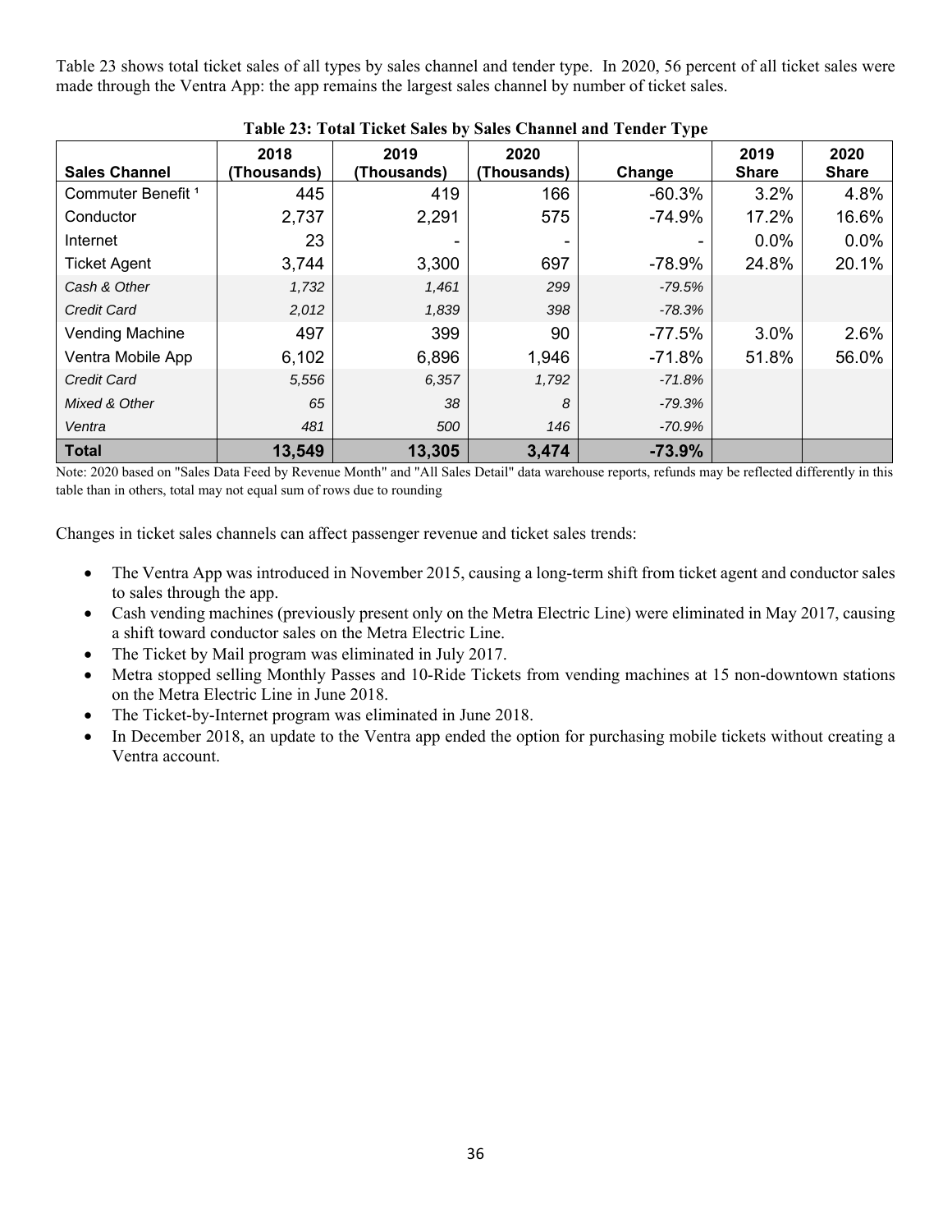Table 23 shows total ticket sales of all types by sales channel and tender type. In 2020, 56 percent of all ticket sales were made through the Ventra App: the app remains the largest sales channel by number of ticket sales.

**Table 23: Total Ticket Sales by Sales Channel and Tender Type**

| Sales Channel | 2018 (Thousands) | 2019 (Thousands) | 2020 (Thousands) | Change | 2019 Share | 2020 Share |
|---|---|---|---|---|---|---|
| Commuter Benefit [1] | 445 | 419 | 166 | -60.3% | 3.2% | 4.8% |
| Conductor | 2,737 | 2,291 | 575 | -74.9% | 17.2% | 16.6% |
| Internet | 23 | - | - | - | 0.0% | 0.0% |
| Ticket Agent | 3,744 | 3,300 | 697 | -78.9% | 24.8% | 20.1% |
| *Cash & Other* | *1,732* | *1,461* | *299* | *-79.5%* | | |
| *Credit Card* | *2,012* | *1,839* | *398* | *-78.3%* | | |
| Vending Machine | 497 | 399 | 90 | -77.5% | 3.0% | 2.6% |
| Ventra Mobile App | 6,102 | 6,896 | 1,946 | -71.8% | 51.8% | 56.0% |
| *Credit Card* | *5,556* | *6,357* | *1,792* | *-71.8%* | | |
| *Mixed & Other* | *65* | *38* | *8* | *-79.3%* | | |
| *Ventra* | *481* | *500* | *146* | *-70.9%* | | |
| **Total** | **13,549** | **13,305** | **3,474** | **-73.9%** | | |

Note: 2020 based on "Sales Data Feed by Revenue Month" and "All Sales Detail" data warehouse reports, refunds may be reflected differently in this table than in others, total may not equal sum of rows due to rounding

Changes in ticket sales channels can affect passenger revenue and ticket sales trends:

- The Ventra App was introduced in November 2015, causing a long-term shift from ticket agent and conductor sales to sales through the app.
- Cash vending machines (previously present only on the Metra Electric Line) were eliminated in May 2017, causing a shift toward conductor sales on the Metra Electric Line.
- The Ticket by Mail program was eliminated in July 2017.
- Metra stopped selling Monthly Passes and 10-Ride Tickets from vending machines at 15 non-downtown stations on the Metra Electric Line in June 2018.
- The Ticket-by-Internet program was eliminated in June 2018.
- In December 2018, an update to the Ventra app ended the option for purchasing mobile tickets without creating a Ventra account.